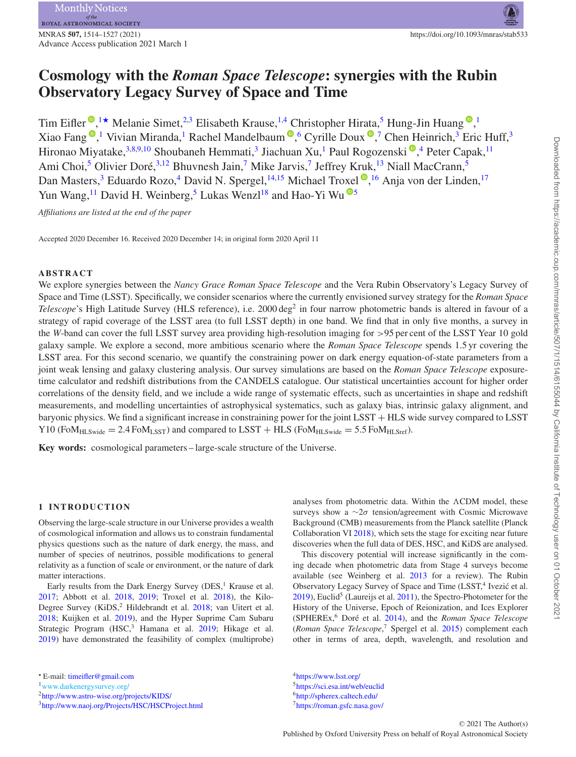# Cosmology with the *Roman Space Telescope*: synergies with the Rubin Observatory Legacy Survey of Space and Time

Tim Eifler[1]★ Melanie Simet,[2,3] Elisabeth Krause,[1,4] Christopher Hirata,[5] Hung-Jin Huang[1] Xiao Fang[1] Vivian Miranda,[1] Rachel Mandelbaum[6] Cyrille Doux[7] Chen Heinrich,[3] Eric Huff,[3] Hironao Miyatake,[3,8,9,10] Shoubaneh Hemmati,[3] Jiachuan Xu,[1] Paul Rogozenski[4] Peter Capak,[11] Ami Choi,[5] Olivier Doré,[3,12] Bhuvnesh Jain,[7] Mike Jarvis,[7] Jeffrey Kruk,[13] Niall MacCrann,[5] Dan Masters,[3] Eduardo Rozo,[4] David N. Spergel,[14,15] Michael Troxel[16] Anja von der Linden,[17] Yun Wang,[11] David H. Weinberg,[5] Lukas Wenzl[18] and Hao-Yi Wu[5]

*Affiliations are listed at the end of the paper*

Accepted 2020 December 16. Received 2020 December 14; in original form 2020 April 11

## ABSTRACT

We explore synergies between the *Nancy Grace Roman Space Telescope* and the Vera Rubin Observatory's Legacy Survey of Space and Time (LSST). Specifically, we consider scenarios where the currently envisioned survey strategy for the *Roman Space Telescope*'s High Latitude Survey (HLS reference), i.e. 2000 deg$^2$ in four narrow photometric bands is altered in favour of a strategy of rapid coverage of the LSST area (to full LSST depth) in one band. We find that in only five months, a survey in the *W*-band can cover the full LSST survey area providing high-resolution imaging for >95 per cent of the LSST Year 10 gold galaxy sample. We explore a second, more ambitious scenario where the *Roman Space Telescope* spends 1.5 yr covering the LSST area. For this second scenario, we quantify the constraining power on dark energy equation-of-state parameters from a joint weak lensing and galaxy clustering analysis. Our survey simulations are based on the *Roman Space Telescope* exposure-time calculator and redshift distributions from the CANDELS catalogue. Our statistical uncertainties account for higher order correlations of the density field, and we include a wide range of systematic effects, such as uncertainties in shape and redshift measurements, and modelling uncertainties of astrophysical systematics, such as galaxy bias, intrinsic galaxy alignment, and baryonic physics. We find a significant increase in constraining power for the joint LSST + HLS wide survey compared to LSST Y10 ($\mathrm{FoM_{HLSwide}} = 2.4\,\mathrm{FoM_{LSST}}$) and compared to LSST + HLS ($\mathrm{FoM_{HLSwide}} = 5.5\,\mathrm{FoM_{HLSref}}$).

**Key words:** cosmological parameters – large-scale structure of the Universe.

## 1 INTRODUCTION

Observing the large-scale structure in our Universe provides a wealth of cosmological information and allows us to constrain fundamental physics questions such as the nature of dark energy, the mass, and number of species of neutrinos, possible modifications to general relativity as a function of scale or environment, or the nature of dark matter interactions.

Early results from the Dark Energy Survey (DES,[1] Krause et al. 2017; Abbott et al. 2018, 2019; Troxel et al. 2018), the Kilo-Degree Survey (KiDS,[2] Hildebrandt et al. 2018; van Uitert et al. 2018; Kuijken et al. 2019), and the Hyper Suprime Cam Subaru Strategic Program (HSC,[3] Hamana et al. 2019; Hikage et al. 2019) have demonstrated the feasibility of complex (multiprobe) analyses from photometric data. Within the ΛCDM model, these surveys show a $\sim 2\sigma$ tension/agreement with Cosmic Microwave Background (CMB) measurements from the Planck satellite (Planck Collaboration VI 2018), which sets the stage for exciting near future discoveries when the full data of DES, HSC, and KiDS are analysed.

This discovery potential will increase significantly in the coming decade when photometric data from Stage 4 surveys become available (see Weinberg et al. 2013 for a review). The Rubin Observatory Legacy Survey of Space and Time (LSST,[4] Ivezić et al. 2019), Euclid[5] (Laureijs et al. 2011), the Spectro-Photometer for the History of the Universe, Epoch of Reionization, and Ices Explorer (SPHEREx,[6] Doré et al. 2014), and the *Roman Space Telescope* (*Roman Space Telescope*,[7] Spergel et al. 2015) complement each other in terms of area, depth, wavelength, and resolution and

★ E-mail: timeifler@gmail.com

[1] www.darkenergysurvey.org/

[2] http://www.astro-wise.org/projects/KIDS/

[3] http://www.naoj.org/Projects/HSC/HSCProject.html

[4] https://www.lsst.org/

[5] https://sci.esa.int/web/euclid

[6] http://spherex.caltech.edu/

[7] https://roman.gsfc.nasa.gov/

© 2021 The Author(s)
Published by Oxford University Press on behalf of Royal Astronomical Society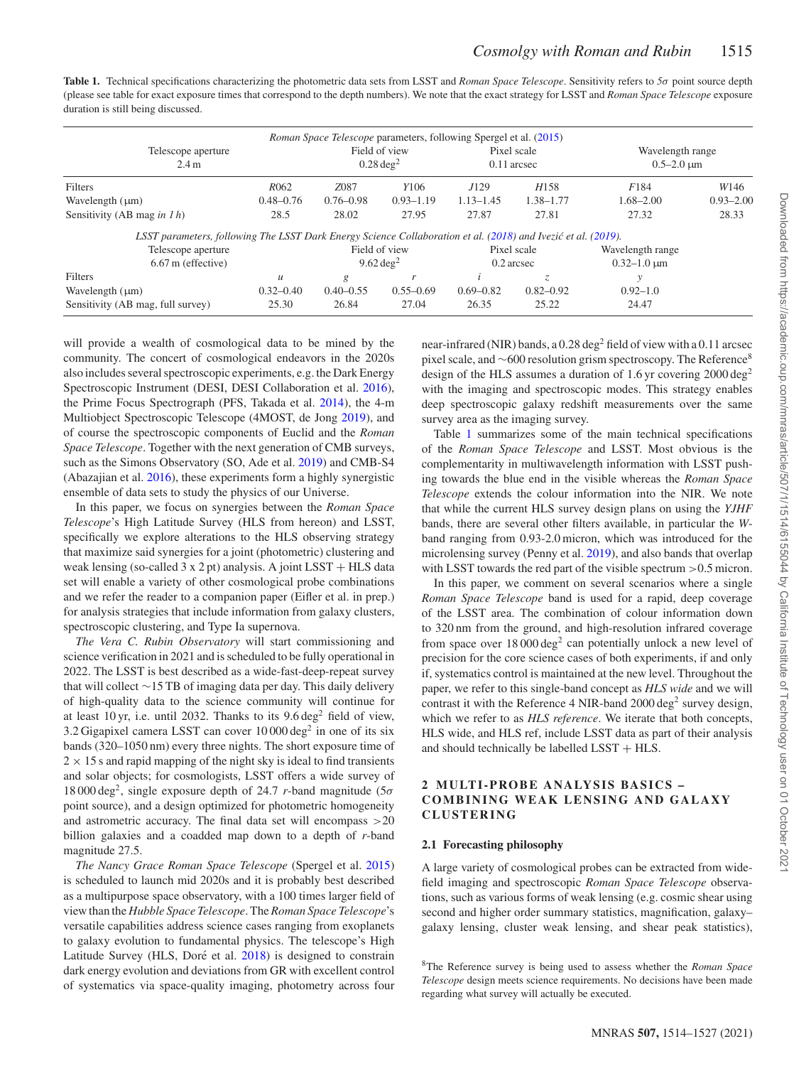**Table 1.** Technical specifications characterizing the photometric data sets from LSST and *Roman Space Telescope*. Sensitivity refers to $5\sigma$ point source depth (please see table for exact exposure times that correspond to the depth numbers). We note that the exact strategy for LSST and *Roman Space Telescope* exposure duration is still being discussed.

| *Roman Space Telescope* parameters, following Spergel et al. (2015) | | | | | | | |
|---|---|---|---|---|---|---|---|
| Telescope aperture 2.4 m | | Field of view 0.28 deg$^2$ | | Pixel scale 0.11 arcsec | | Wavelength range 0.5–2.0 µm | |
| Filters | *R*062 | *Z*087 | *Y*106 | *J*129 | *H*158 | *F*184 | *W*146 |
| Wavelength (µm) | 0.48–0.76 | 0.76–0.98 | 0.93–1.19 | 1.13–1.45 | 1.38–1.77 | 1.68–2.00 | 0.93–2.00 |
| Sensitivity (AB mag *in 1 h*) | 28.5 | 28.02 | 27.95 | 27.87 | 27.81 | 27.32 | 28.33 |
| *LSST parameters, following The LSST Dark Energy Science Collaboration et al. (2018) and Ivezić et al. (2019).* | | | | | | | |
| Telescope aperture 6.67 m (effective) | | Field of view 9.62 deg$^2$ | | Pixel scale 0.2 arcsec | | Wavelength range 0.32–1.0 µm | |
| Filters | *u* | *g* | *r* | *i* | *z* | *y* | |
| Wavelength (µm) | 0.32–0.40 | 0.40–0.55 | 0.55–0.69 | 0.69–0.82 | 0.82–0.92 | 0.92–1.0 | |
| Sensitivity (AB mag, full survey) | 25.30 | 26.84 | 27.04 | 26.35 | 25.22 | 24.47 | |

will provide a wealth of cosmological data to be mined by the community. The concert of cosmological endeavors in the 2020s also includes several spectroscopic experiments, e.g. the Dark Energy Spectroscopic Instrument (DESI, DESI Collaboration et al. 2016), the Prime Focus Spectrograph (PFS, Takada et al. 2014), the 4-m Multiobject Spectroscopic Telescope (4MOST, de Jong 2019), and of course the spectroscopic components of Euclid and the *Roman Space Telescope*. Together with the next generation of CMB surveys, such as the Simons Observatory (SO, Ade et al. 2019) and CMB-S4 (Abazajian et al. 2016), these experiments form a highly synergistic ensemble of data sets to study the physics of our Universe.

In this paper, we focus on synergies between the *Roman Space Telescope*'s High Latitude Survey (HLS from hereon) and LSST, specifically we explore alterations to the HLS observing strategy that maximize said synergies for a joint (photometric) clustering and weak lensing (so-called 3 x 2 pt) analysis. A joint LSST + HLS data set will enable a variety of other cosmological probe combinations and we refer the reader to a companion paper (Eifler et al. in prep.) for analysis strategies that include information from galaxy clusters, spectroscopic clustering, and Type Ia supernova.

*The Vera C. Rubin Observatory* will start commissioning and science verification in 2021 and is scheduled to be fully operational in 2022. The LSST is best described as a wide-fast-deep-repeat survey that will collect ∼15 TB of imaging data per day. This daily delivery of high-quality data to the science community will continue for at least 10 yr, i.e. until 2032. Thanks to its 9.6 deg$^2$ field of view, 3.2 Gigapixel camera LSST can cover 10 000 deg$^2$ in one of its six bands (320–1050 nm) every three nights. The short exposure time of $2 \times 15$ s and rapid mapping of the night sky is ideal to find transients and solar objects; for cosmologists, LSST offers a wide survey of 18 000 deg$^2$, single exposure depth of 24.7 *r*-band magnitude ($5\sigma$ point source), and a design optimized for photometric homogeneity and astrometric accuracy. The final data set will encompass >20 billion galaxies and a coadded map down to a depth of *r*-band magnitude 27.5.

*The Nancy Grace Roman Space Telescope* (Spergel et al. 2015) is scheduled to launch mid 2020s and it is probably best described as a multipurpose space observatory, with a 100 times larger field of view than the *Hubble Space Telescope*. The *Roman Space Telescope*'s versatile capabilities address science cases ranging from exoplanets to galaxy evolution to fundamental physics. The telescope's High Latitude Survey (HLS, Doré et al. 2018) is designed to constrain dark energy evolution and deviations from GR with excellent control of systematics via space-quality imaging, photometry across four near-infrared (NIR) bands, a 0.28 deg$^2$ field of view with a 0.11 arcsec pixel scale, and ∼600 resolution grism spectroscopy. The Reference[8] design of the HLS assumes a duration of 1.6 yr covering 2000 deg$^2$ with the imaging and spectroscopic modes. This strategy enables deep spectroscopic galaxy redshift measurements over the same survey area as the imaging survey.

Table 1 summarizes some of the main technical specifications of the *Roman Space Telescope* and LSST. Most obvious is the complementarity in multiwavelength information with LSST pushing towards the blue end in the visible whereas the *Roman Space Telescope* extends the colour information into the NIR. We note that while the current HLS survey design plans on using the *YJHF* bands, there are several other filters available, in particular the *W*-band ranging from 0.93-2.0 micron, which was introduced for the microlensing survey (Penny et al. 2019), and also bands that overlap with LSST towards the red part of the visible spectrum >0.5 micron.

In this paper, we comment on several scenarios where a single *Roman Space Telescope* band is used for a rapid, deep coverage of the LSST area. The combination of colour information down to 320 nm from the ground, and high-resolution infrared coverage from space over 18 000 deg$^2$ can potentially unlock a new level of precision for the core science cases of both experiments, if and only if, systematics control is maintained at the new level. Throughout the paper, we refer to this single-band concept as *HLS wide* and we will contrast it with the Reference 4 NIR-band 2000 deg$^2$ survey design, which we refer to as *HLS reference*. We iterate that both concepts, HLS wide, and HLS ref, include LSST data as part of their analysis and should technically be labelled LSST + HLS.

## 2 MULTI-PROBE ANALYSIS BASICS – COMBINING WEAK LENSING AND GALAXY CLUSTERING

### 2.1 Forecasting philosophy

A large variety of cosmological probes can be extracted from wide-field imaging and spectroscopic *Roman Space Telescope* observations, such as various forms of weak lensing (e.g. cosmic shear using second and higher order summary statistics, magnification, galaxy–galaxy lensing, cluster weak lensing, and shear peak statistics),

[8]The Reference survey is being used to assess whether the *Roman Space Telescope* design meets science requirements. No decisions have been made regarding what survey will actually be executed.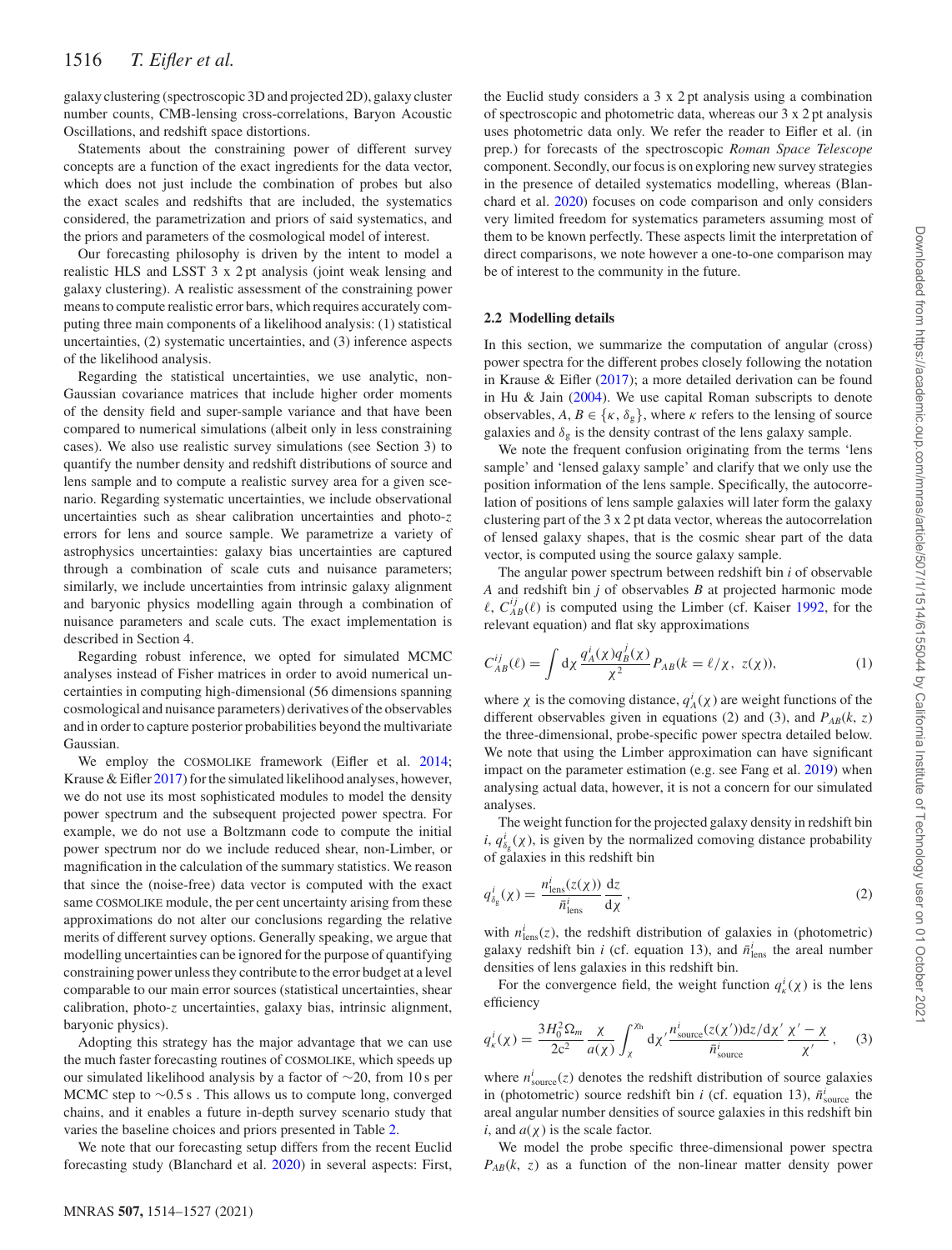galaxy clustering (spectroscopic 3D and projected 2D), galaxy cluster number counts, CMB-lensing cross-correlations, Baryon Acoustic Oscillations, and redshift space distortions.

Statements about the constraining power of different survey concepts are a function of the exact ingredients for the data vector, which does not just include the combination of probes but also the exact scales and redshifts that are included, the systematics considered, the parametrization and priors of said systematics, and the priors and parameters of the cosmological model of interest.

Our forecasting philosophy is driven by the intent to model a realistic HLS and LSST 3 x 2 pt analysis (joint weak lensing and galaxy clustering). A realistic assessment of the constraining power means to compute realistic error bars, which requires accurately computing three main components of a likelihood analysis: (1) statistical uncertainties, (2) systematic uncertainties, and (3) inference aspects of the likelihood analysis.

Regarding the statistical uncertainties, we use analytic, non-Gaussian covariance matrices that include higher order moments of the density field and super-sample variance and that have been compared to numerical simulations (albeit only in less constraining cases). We also use realistic survey simulations (see Section 3) to quantify the number density and redshift distributions of source and lens sample and to compute a realistic survey area for a given scenario. Regarding systematic uncertainties, we include observational uncertainties such as shear calibration uncertainties and photo-$z$ errors for lens and source sample. We parametrize a variety of astrophysics uncertainties: galaxy bias uncertainties are captured through a combination of scale cuts and nuisance parameters; similarly, we include uncertainties from intrinsic galaxy alignment and baryonic physics modelling again through a combination of nuisance parameters and scale cuts. The exact implementation is described in Section 4.

Regarding robust inference, we opted for simulated MCMC analyses instead of Fisher matrices in order to avoid numerical uncertainties in computing high-dimensional (56 dimensions spanning cosmological and nuisance parameters) derivatives of the observables and in order to capture posterior probabilities beyond the multivariate Gaussian.

We employ the COSMOLIKE framework (Eifler et al. 2014; Krause & Eifler 2017) for the simulated likelihood analyses, however, we do not use its most sophisticated modules to model the density power spectrum and the subsequent projected power spectra. For example, we do not use a Boltzmann code to compute the initial power spectrum nor do we include reduced shear, non-Limber, or magnification in the calculation of the summary statistics. We reason that since the (noise-free) data vector is computed with the exact same COSMOLIKE module, the per cent uncertainty arising from these approximations do not alter our conclusions regarding the relative merits of different survey options. Generally speaking, we argue that modelling uncertainties can be ignored for the purpose of quantifying constraining power unless they contribute to the error budget at a level comparable to our main error sources (statistical uncertainties, shear calibration, photo-$z$ uncertainties, galaxy bias, intrinsic alignment, baryonic physics).

Adopting this strategy has the major advantage that we can use the much faster forecasting routines of COSMOLIKE, which speeds up our simulated likelihood analysis by a factor of $\sim$20, from 10 s per MCMC step to $\sim$0.5 s . This allows us to compute long, converged chains, and it enables a future in-depth survey scenario study that varies the baseline choices and priors presented in Table 2.

We note that our forecasting setup differs from the recent Euclid forecasting study (Blanchard et al. 2020) in several aspects: First, the Euclid study considers a 3 x 2 pt analysis using a combination of spectroscopic and photometric data, whereas our 3 x 2 pt analysis uses photometric data only. We refer the reader to Eifler et al. (in prep.) for forecasts of the spectroscopic *Roman Space Telescope* component. Secondly, our focus is on exploring new survey strategies in the presence of detailed systematics modelling, whereas (Blanchard et al. 2020) focuses on code comparison and only considers very limited freedom for systematics parameters assuming most of them to be known perfectly. These aspects limit the interpretation of direct comparisons, we note however a one-to-one comparison may be of interest to the community in the future.

### 2.2 Modelling details

In this section, we summarize the computation of angular (cross) power spectra for the different probes closely following the notation in Krause & Eifler (2017); a more detailed derivation can be found in Hu & Jain (2004). We use capital Roman subscripts to denote observables, $A, B \in \{\kappa, \delta_g\}$, where $\kappa$ refers to the lensing of source galaxies and $\delta_g$ is the density contrast of the lens galaxy sample.

We note the frequent confusion originating from the terms 'lens sample' and 'lensed galaxy sample' and clarify that we only use the position information of the lens sample. Specifically, the autocorrelation of positions of lens sample galaxies will later form the galaxy clustering part of the 3 x 2 pt data vector, whereas the autocorrelation of lensed galaxy shapes, that is the cosmic shear part of the data vector, is computed using the source galaxy sample.

The angular power spectrum between redshift bin $i$ of observable $A$ and redshift bin $j$ of observables $B$ at projected harmonic mode $\ell$, $C_{AB}^{ij}(\ell)$ is computed using the Limber (cf. Kaiser 1992, for the relevant equation) and flat sky approximations

$$C_{AB}^{ij}(\ell) = \int \mathrm{d}\chi \, \frac{q_A^i(\chi) q_B^j(\chi)}{\chi^2} P_{AB}(k = \ell/\chi, \; z(\chi)), \tag{1}$$

where $\chi$ is the comoving distance, $q_A^i(\chi)$ are weight functions of the different observables given in equations (2) and (3), and $P_{AB}(k, z)$ the three-dimensional, probe-specific power spectra detailed below. We note that using the Limber approximation can have significant impact on the parameter estimation (e.g. see Fang et al. 2019) when analysing actual data, however, it is not a concern for our simulated analyses.

The weight function for the projected galaxy density in redshift bin $i$, $q_{\delta_g}^i(\chi)$, is given by the normalized comoving distance probability of galaxies in this redshift bin

$$q_{\delta_g}^i(\chi) = \frac{n_{\mathrm{lens}}^i(z(\chi))}{\bar{n}_{\mathrm{lens}}^i} \frac{\mathrm{d}z}{\mathrm{d}\chi}, \tag{2}$$

with $n_{\mathrm{lens}}^i(z)$, the redshift distribution of galaxies in (photometric) galaxy redshift bin $i$ (cf. equation 13), and $\bar{n}_{\mathrm{lens}}^i$ the areal number densities of lens galaxies in this redshift bin.

For the convergence field, the weight function $q_\kappa^i(\chi)$ is the lens efficiency

$$q_\kappa^i(\chi) = \frac{3H_0^2 \Omega_m}{2c^2} \frac{\chi}{a(\chi)} \int_\chi^{\chi_h} \mathrm{d}\chi' \frac{n_{\mathrm{source}}^i(z(\chi'))\mathrm{d}z/\mathrm{d}\chi'}{\bar{n}_{\mathrm{source}}^i} \frac{\chi' - \chi}{\chi'}, \tag{3}$$

where $n_{\mathrm{source}}^i(z)$ denotes the redshift distribution of source galaxies in (photometric) source redshift bin $i$ (cf. equation 13), $\bar{n}_{\mathrm{source}}^i$ the areal angular number densities of source galaxies in this redshift bin $i$, and $a(\chi)$ is the scale factor.

We model the probe specific three-dimensional power spectra $P_{AB}(k, z)$ as a function of the non-linear matter density power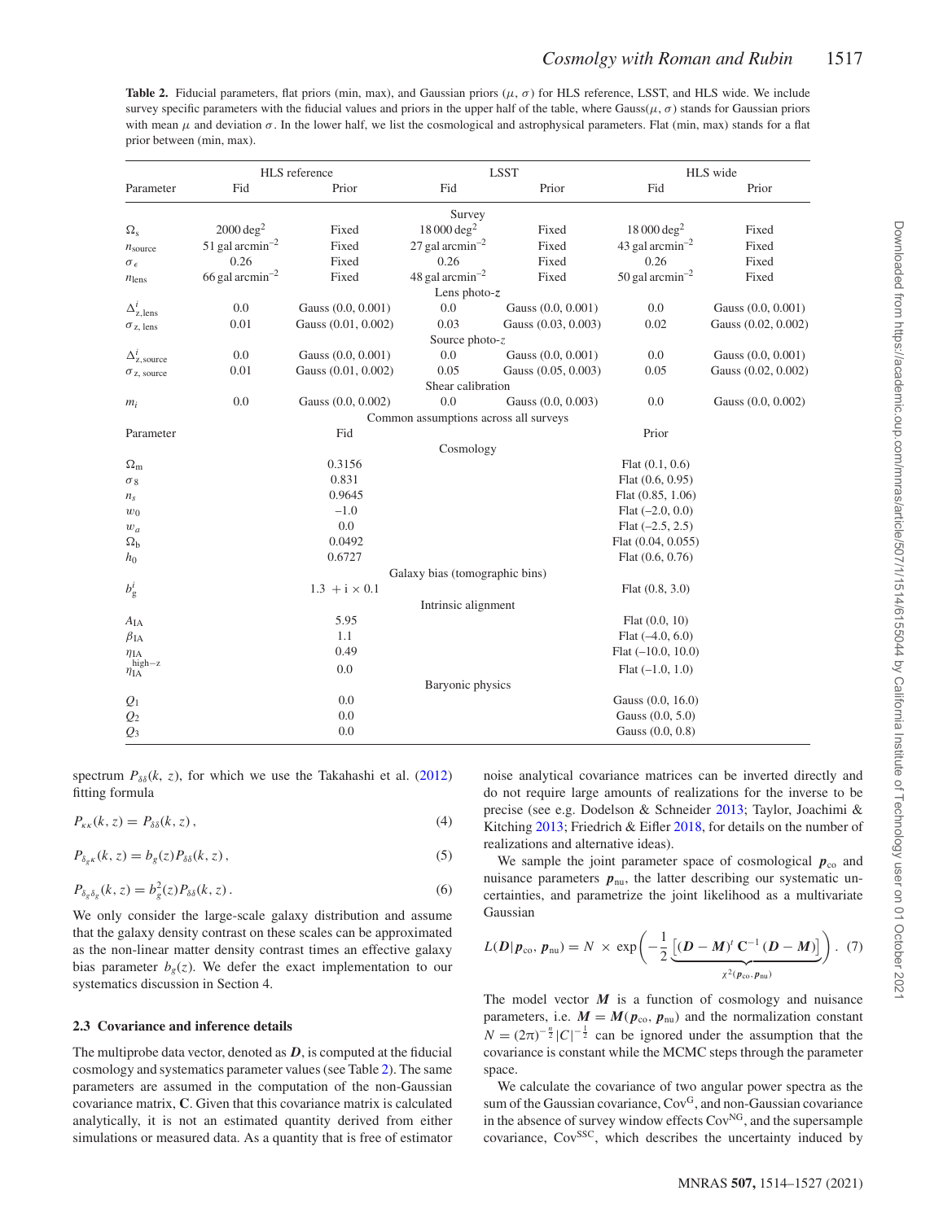**Table 2.** Fiducial parameters, flat priors (min, max), and Gaussian priors ($\mu$, $\sigma$) for HLS reference, LSST, and HLS wide. We include survey specific parameters with the fiducial values and priors in the upper half of the table, where Gauss($\mu$, $\sigma$) stands for Gaussian priors with mean $\mu$ and deviation $\sigma$. In the lower half, we list the cosmological and astrophysical parameters. Flat (min, max) stands for a flat prior between (min, max).

| Parameter | HLS reference Fid | HLS reference Prior | LSST Fid | LSST Prior | HLS wide Fid | HLS wide Prior |
|---|---|---|---|---|---|---|
| | | | Survey | | | |
| $\Omega_s$ | 2000 deg$^2$ | Fixed | 18 000 deg$^2$ | Fixed | 18 000 deg$^2$ | Fixed |
| $n_{\rm source}$ | 51 gal arcmin$^{-2}$ | Fixed | 27 gal arcmin$^{-2}$ | Fixed | 43 gal arcmin$^{-2}$ | Fixed |
| $\sigma_\epsilon$ | 0.26 | Fixed | 0.26 | Fixed | 0.26 | Fixed |
| $n_{\rm lens}$ | 66 gal arcmin$^{-2}$ | Fixed | 48 gal arcmin$^{-2}$ | Fixed | 50 gal arcmin$^{-2}$ | Fixed |
| | | | Lens photo-$z$ | | | |
| $\Delta^i_{z,\rm lens}$ | 0.0 | Gauss (0.0, 0.001) | 0.0 | Gauss (0.0, 0.001) | 0.0 | Gauss (0.0, 0.001) |
| $\sigma_{z,\rm lens}$ | 0.01 | Gauss (0.01, 0.002) | 0.03 | Gauss (0.03, 0.003) | 0.02 | Gauss (0.02, 0.002) |
| | | | Source photo-$z$ | | | |
| $\Delta^i_{z,\rm source}$ | 0.0 | Gauss (0.0, 0.001) | 0.0 | Gauss (0.0, 0.001) | 0.0 | Gauss (0.0, 0.001) |
| $\sigma_{z,\rm source}$ | 0.01 | Gauss (0.01, 0.002) | 0.05 | Gauss (0.05, 0.003) | 0.05 | Gauss (0.02, 0.002) |
| | | | Shear calibration | | | |
| $m_i$ | 0.0 | Gauss (0.0, 0.002) | 0.0 | Gauss (0.0, 0.003) | 0.0 | Gauss (0.0, 0.002) |
| | | | Common assumptions across all surveys | | | |
| Parameter | | Fid | | | Prior | |
| | | | Cosmology | | | |
| $\Omega_{\rm m}$ | | 0.3156 | | | Flat (0.1, 0.6) | |
| $\sigma_8$ | | 0.831 | | | Flat (0.6, 0.95) | |
| $n_s$ | | 0.9645 | | | Flat (0.85, 1.06) | |
| $w_0$ | | −1.0 | | | Flat (−2.0, 0.0) | |
| $w_a$ | | 0.0 | | | Flat (−2.5, 2.5) | |
| $\Omega_{\rm b}$ | | 0.0492 | | | Flat (0.04, 0.055) | |
| $h_0$ | | 0.6727 | | | Flat (0.6, 0.76) | |
| | | | Galaxy bias (tomographic bins) | | | |
| $b^i_{\rm g}$ | | $1.3 + {\rm i} \times 0.1$ | | | Flat (0.8, 3.0) | |
| | | | Intrinsic alignment | | | |
| $A_{\rm IA}$ | | 5.95 | | | Flat (0.0, 10) | |
| $\beta_{\rm IA}$ | | 1.1 | | | Flat (−4.0, 6.0) | |
| $\eta_{\rm IA}$ | | 0.49 | | | Flat (−10.0, 10.0) | |
| $\eta_{\rm IA}^{\rm high-z}$ | | 0.0 | | | Flat (−1.0, 1.0) | |
| | | | Baryonic physics | | | |
| $Q_1$ | | 0.0 | | | Gauss (0.0, 16.0) | |
| $Q_2$ | | 0.0 | | | Gauss (0.0, 5.0) | |
| $Q_3$ | | 0.0 | | | Gauss (0.0, 0.8) | |

spectrum $P_{\delta\delta}(k, z)$, for which we use the Takahashi et al. (2012) fitting formula

$$P_{\kappa\kappa}(k, z) = P_{\delta\delta}(k, z)\,, \tag{4}$$

$$P_{\delta_g\kappa}(k, z) = b_g(z) P_{\delta\delta}(k, z)\,, \tag{5}$$

$$P_{\delta_g\delta_g}(k, z) = b_g^2(z) P_{\delta\delta}(k, z)\,. \tag{6}$$

We only consider the large-scale galaxy distribution and assume that the galaxy density contrast on these scales can be approximated as the non-linear matter density contrast times an effective galaxy bias parameter $b_g(z)$. We defer the exact implementation to our systematics discussion in Section 4.

### 2.3 Covariance and inference details

The multiprobe data vector, denoted as $\boldsymbol{D}$, is computed at the fiducial cosmology and systematics parameter values (see Table 2). The same parameters are assumed in the computation of the non-Gaussian covariance matrix, $\mathbf{C}$. Given that this covariance matrix is calculated analytically, it is not an estimated quantity derived from either simulations or measured data. As a quantity that is free of estimator noise analytical covariance matrices can be inverted directly and do not require large amounts of realizations for the inverse to be precise (see e.g. Dodelson & Schneider 2013; Taylor, Joachimi & Kitching 2013; Friedrich & Eifler 2018, for details on the number of realizations and alternative ideas).

We sample the joint parameter space of cosmological $\boldsymbol{p}_{\rm co}$ and nuisance parameters $\boldsymbol{p}_{\rm nu}$, the latter describing our systematic uncertainties, and parametrize the joint likelihood as a multivariate Gaussian

$$L(\boldsymbol{D}|\boldsymbol{p}_{\rm co}, \boldsymbol{p}_{\rm nu}) = N \times \exp\left( -\frac{1}{2} \underbrace{\left[ (\boldsymbol{D} - \boldsymbol{M})^t \, \mathbf{C}^{-1} \, (\boldsymbol{D} - \boldsymbol{M}) \right]}_{\chi^2(\boldsymbol{p}_{\rm co}, \boldsymbol{p}_{\rm nu})} \right). \tag{7}$$

The model vector $\boldsymbol{M}$ is a function of cosmology and nuisance parameters, i.e. $\boldsymbol{M} = \boldsymbol{M}(\boldsymbol{p}_{\rm co}, \boldsymbol{p}_{\rm nu})$ and the normalization constant $N = (2\pi)^{-\frac{n}{2}} |C|^{-\frac{1}{2}}$ can be ignored under the assumption that the covariance is constant while the MCMC steps through the parameter space.

We calculate the covariance of two angular power spectra as the sum of the Gaussian covariance, $\mathrm{Cov}^{\rm G}$, and non-Gaussian covariance in the absence of survey window effects $\mathrm{Cov}^{\rm NG}$, and the supersample covariance, $\mathrm{Cov}^{\rm SSC}$, which describes the uncertainty induced by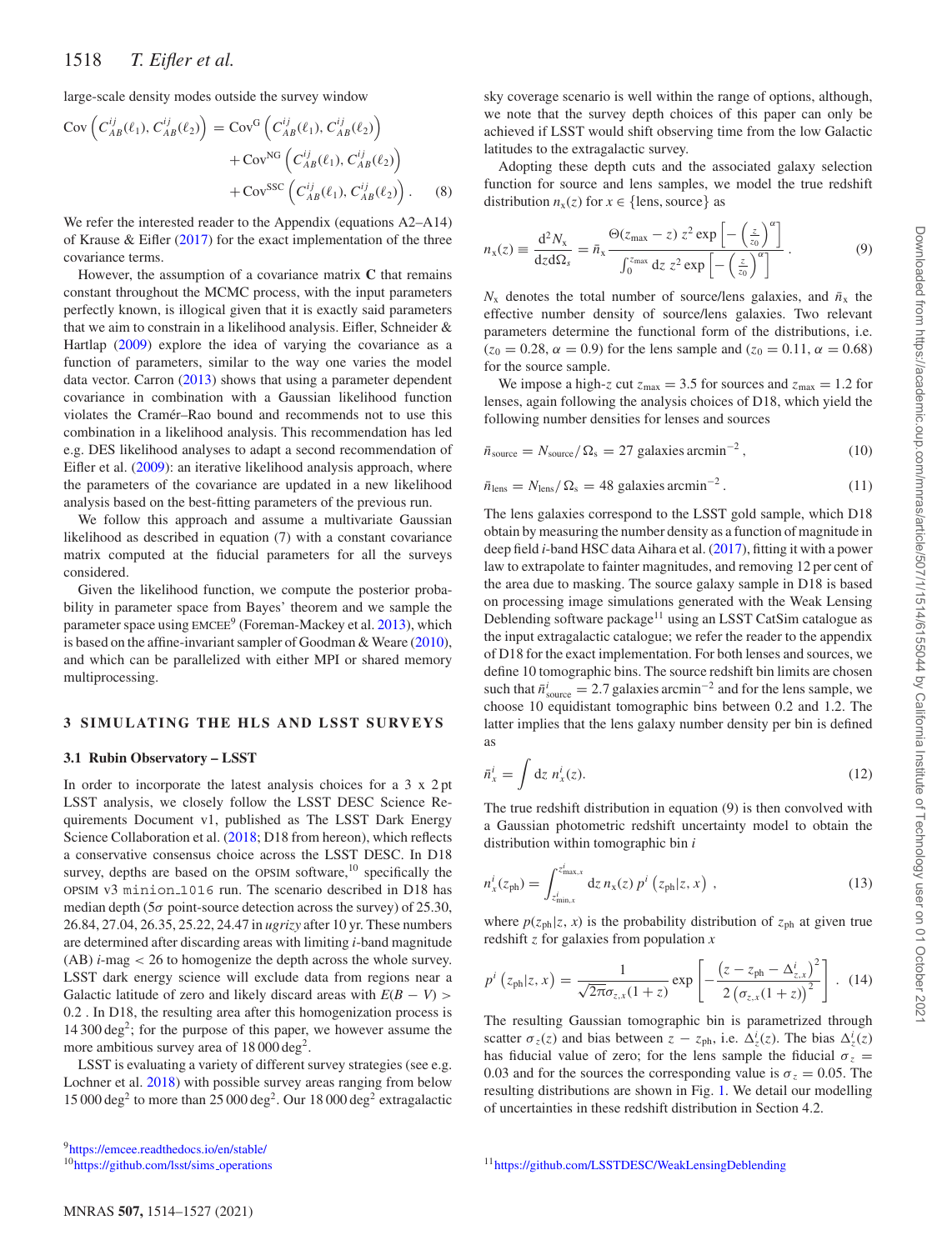large-scale density modes outside the survey window

$$
\begin{aligned}
\mathrm{Cov}\left(C_{AB}^{ij}(\ell_1), C_{AB}^{ij}(\ell_2)\right) &= \mathrm{Cov}^{\mathrm{G}}\left(C_{AB}^{ij}(\ell_1), C_{AB}^{ij}(\ell_2)\right) \\
&+ \mathrm{Cov}^{\mathrm{NG}}\left(C_{AB}^{ij}(\ell_1), C_{AB}^{ij}(\ell_2)\right) \\
&+ \mathrm{Cov}^{\mathrm{SSC}}\left(C_{AB}^{ij}(\ell_1), C_{AB}^{ij}(\ell_2)\right). \quad (8)
\end{aligned}
$$

We refer the interested reader to the Appendix (equations A2–A14) of Krause & Eifler (2017) for the exact implementation of the three covariance terms.

However, the assumption of a covariance matrix **C** that remains constant throughout the MCMC process, with the input parameters perfectly known, is illogical given that it is exactly said parameters that we aim to constrain in a likelihood analysis. Eifler, Schneider & Hartlap (2009) explore the idea of varying the covariance as a function of parameters, similar to the way one varies the model data vector. Carron (2013) shows that using a parameter dependent covariance in combination with a Gaussian likelihood function violates the Cramér–Rao bound and recommends not to use this combination in a likelihood analysis. This recommendation has led e.g. DES likelihood analyses to adapt a second recommendation of Eifler et al. (2009): an iterative likelihood analysis approach, where the parameters of the covariance are updated in a new likelihood analysis based on the best-fitting parameters of the previous run.

We follow this approach and assume a multivariate Gaussian likelihood as described in equation (7) with a constant covariance matrix computed at the fiducial parameters for all the surveys considered.

Given the likelihood function, we compute the posterior probability in parameter space from Bayes' theorem and we sample the parameter space using EMCEE[9] (Foreman-Mackey et al. 2013), which is based on the affine-invariant sampler of Goodman & Weare (2010), and which can be parallelized with either MPI or shared memory multiprocessing.

## 3 SIMULATING THE HLS AND LSST SURVEYS

### 3.1 Rubin Observatory – LSST

In order to incorporate the latest analysis choices for a 3 x 2 pt LSST analysis, we closely follow the LSST DESC Science Requirements Document v1, published as The LSST Dark Energy Science Collaboration et al. (2018; D18 from hereon), which reflects a conservative consensus choice across the LSST DESC. In D18 survey, depths are based on the OPSIM software,[10] specifically the OPSIM v3 `minion_1016` run. The scenario described in D18 has median depth ($5\sigma$ point-source detection across the survey) of 25.30, 26.84, 27.04, 26.35, 25.22, 24.47 in *ugrizy* after 10 yr. These numbers are determined after discarding areas with limiting *i*-band magnitude (AB) *i*-mag < 26 to homogenize the depth across the whole survey. LSST dark energy science will exclude data from regions near a Galactic latitude of zero and likely discard areas with $E(B-V) > 0.2$ . In D18, the resulting area after this homogenization process is 14 300 deg$^2$; for the purpose of this paper, we however assume the more ambitious survey area of 18 000 deg$^2$.

LSST is evaluating a variety of different survey strategies (see e.g. Lochner et al. 2018) with possible survey areas ranging from below 15 000 deg$^2$ to more than 25 000 deg$^2$. Our 18 000 deg$^2$ extragalactic sky coverage scenario is well within the range of options, although, we note that the survey depth choices of this paper can only be achieved if LSST would shift observing time from the low Galactic latitudes to the extragalactic survey.

Adopting these depth cuts and the associated galaxy selection function for source and lens samples, we model the true redshift distribution $n_x(z)$ for $x \in$ {lens, source} as

$$
n_{\mathrm{x}}(z) \equiv \frac{\mathrm{d}^2 N_{\mathrm{x}}}{\mathrm{d}z\mathrm{d}\Omega_s} = \bar{n}_{\mathrm{x}} \frac{\Theta(z_{\max} - z)\, z^2 \exp\left[-\left(\frac{z}{z_0}\right)^{\alpha}\right]}{\int_0^{z_{\max}} \mathrm{d}z\, z^2 \exp\left[-\left(\frac{z}{z_0}\right)^{\alpha}\right]}. \quad (9)
$$

$N_x$ denotes the total number of source/lens galaxies, and $\bar{n}_x$ the effective number density of source/lens galaxies. Two relevant parameters determine the functional form of the distributions, i.e. ($z_0 = 0.28$, $\alpha = 0.9$) for the lens sample and ($z_0 = 0.11$, $\alpha = 0.68$) for the source sample.

We impose a high-$z$ cut $z_{\max} = 3.5$ for sources and $z_{\max} = 1.2$ for lenses, again following the analysis choices of D18, which yield the following number densities for lenses and sources

$$
\bar{n}_{\mathrm{source}} = N_{\mathrm{source}} / \Omega_{\mathrm{s}} = 27 \text{ galaxies arcmin}^{-2}, \quad (10)
$$

$$
\bar{n}_{\mathrm{lens}} = N_{\mathrm{lens}} / \Omega_{\mathrm{s}} = 48 \text{ galaxies arcmin}^{-2}. \quad (11)
$$

The lens galaxies correspond to the LSST gold sample, which D18 obtain by measuring the number density as a function of magnitude in deep field *i*-band HSC data Aihara et al. (2017), fitting it with a power law to extrapolate to fainter magnitudes, and removing 12 per cent of the area due to masking. The source galaxy sample in D18 is based on processing image simulations generated with the Weak Lensing Deblending software package[11] using an LSST CatSim catalogue as the input extragalactic catalogue; we refer the reader to the appendix of D18 for the exact implementation. For both lenses and sources, we define 10 tomographic bins. The source redshift bin limits are chosen such that $\bar{n}^i_{\mathrm{source}} = 2.7$ galaxies arcmin$^{-2}$ and for the lens sample, we choose 10 equidistant tomographic bins between 0.2 and 1.2. The latter implies that the lens galaxy number density per bin is defined as

$$
\bar{n}^i_x = \int \mathrm{d}z\, n^i_x(z). \quad (12)
$$

The true redshift distribution in equation (9) is then convolved with a Gaussian photometric redshift uncertainty model to obtain the distribution within tomographic bin $i$

$$
n^i_x(z_{\mathrm{ph}}) = \int_{z^i_{\min,x}}^{z^i_{\max,x}} \mathrm{d}z\, n_x(z)\, p^i\left(z_{\mathrm{ph}}|z, x\right), \quad (13)
$$

where $p(z_{\mathrm{ph}}|z, x)$ is the probability distribution of $z_{\mathrm{ph}}$ at given true redshift $z$ for galaxies from population $x$

$$
p^i\left(z_{\mathrm{ph}}|z, x\right) = \frac{1}{\sqrt{2\pi}\sigma_{z,x}(1+z)} \exp\left[-\frac{\left(z - z_{\mathrm{ph}} - \Delta^i_{z,x}\right)^2}{2\left(\sigma_{z,x}(1+z)\right)^2}\right]. \quad (14)
$$

The resulting Gaussian tomographic bin is parametrized through scatter $\sigma_z(z)$ and bias between $z - z_{\mathrm{ph}}$, i.e. $\Delta^i_z(z)$. The bias $\Delta^i_z(z)$ has fiducial value of zero; for the lens sample the fiducial $\sigma_z = 0.03$ and for the sources the corresponding value is $\sigma_z = 0.05$. The resulting distributions are shown in Fig. 1. We detail our modelling of uncertainties in these redshift distribution in Section 4.2.

[9] https://emcee.readthedocs.io/en/stable/

[10] https://github.com/lsst/sims_operations

[11] https://github.com/LSSTDESC/WeakLensingDeblending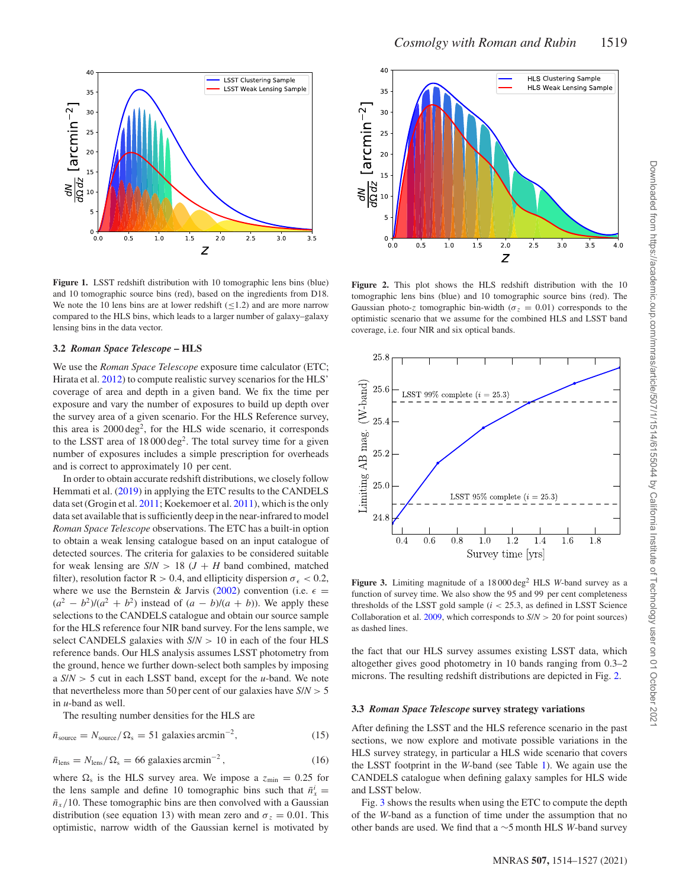Figure 1. LSST redshift distribution with 10 tomographic lens bins (blue) and 10 tomographic source bins (red), based on the ingredients from D18. We note the 10 lens bins are at lower redshift ($\leq$1.2) and are more narrow compared to the HLS bins, which leads to a larger number of galaxy–galaxy lensing bins in the data vector.

Figure 2. This plot shows the HLS redshift distribution with the 10 tomographic lens bins (blue) and 10 tomographic source bins (red). The Gaussian photo-$z$ tomographic bin-width ($\sigma_z = 0.01$) corresponds to the optimistic scenario that we assume for the combined HLS and LSST band coverage, i.e. four NIR and six optical bands.

### 3.2 *Roman Space Telescope* – HLS

We use the *Roman Space Telescope* exposure time calculator (ETC; Hirata et al. 2012) to compute realistic survey scenarios for the HLS' coverage of area and depth in a given band. We fix the time per exposure and vary the number of exposures to build up depth over the survey area of a given scenario. For the HLS Reference survey, this area is 2000 deg$^2$, for the HLS wide scenario, it corresponds to the LSST area of 18 000 deg$^2$. The total survey time for a given number of exposures includes a simple prescription for overheads and is correct to approximately 10 per cent.

In order to obtain accurate redshift distributions, we closely follow Hemmati et al. (2019) in applying the ETC results to the CANDELS data set (Grogin et al. 2011; Koekemoer et al. 2011), which is the only data set available that is sufficiently deep in the near-infrared to model *Roman Space Telescope* observations. The ETC has a built-in option to obtain a weak lensing catalogue based on an input catalogue of detected sources. The criteria for galaxies to be considered suitable for weak lensing are $S/N > 18$ ($J + H$ band combined, matched filter), resolution factor R > 0.4, and ellipticity dispersion $\sigma_\epsilon < 0.2$, where we use the Bernstein & Jarvis (2002) convention (i.e. $\epsilon = (a^2 - b^2)/(a^2 + b^2)$ instead of $(a - b)/(a + b)$). We apply these selections to the CANDELS catalogue and obtain our source sample for the HLS reference four NIR band survey. For the lens sample, we select CANDELS galaxies with $S/N > 10$ in each of the four HLS reference bands. Our HLS analysis assumes LSST photometry from the ground, hence we further down-select both samples by imposing a $S/N > 5$ cut in each LSST band, except for the $u$-band. We note that nevertheless more than 50 per cent of our galaxies have $S/N > 5$ in $u$-band as well.

The resulting number densities for the HLS are

$$\bar{n}_{\rm source} = N_{\rm source}/\Omega_{\rm s} = 51 \text{ galaxies arcmin}^{-2}, \tag{15}$$

$$\bar{n}_{\rm lens} = N_{\rm lens}/\Omega_{\rm s} = 66 \text{ galaxies arcmin}^{-2}, \tag{16}$$

where $\Omega_{\rm s}$ is the HLS survey area. We impose a $z_{\rm min} = 0.25$ for the lens sample and define 10 tomographic bins such that $\bar{n}_x^i = \bar{n}_x/10$. These tomographic bins are then convolved with a Gaussian distribution (see equation 13) with mean zero and $\sigma_z = 0.01$. This optimistic, narrow width of the Gaussian kernel is motivated by the fact that our HLS survey assumes existing LSST data, which altogether gives good photometry in 10 bands ranging from 0.3–2 microns. The resulting redshift distributions are depicted in Fig. 2.

Figure 3. Limiting magnitude of a 18 000 deg$^2$ HLS $W$-band survey as a function of survey time. We also show the 95 and 99 per cent completeness thresholds of the LSST gold sample ($i < 25.3$, as defined in LSST Science Collaboration et al. 2009, which corresponds to $S/N > 20$ for point sources) as dashed lines.

### 3.3 *Roman Space Telescope* survey strategy variations

After defining the LSST and the HLS reference scenario in the past sections, we now explore and motivate possible variations in the HLS survey strategy, in particular a HLS wide scenario that covers the LSST footprint in the $W$-band (see Table 1). We again use the CANDELS catalogue when defining galaxy samples for HLS wide and LSST below.

Fig. 3 shows the results when using the ETC to compute the depth of the $W$-band as a function of time under the assumption that no other bands are used. We find that a ~5 month HLS $W$-band survey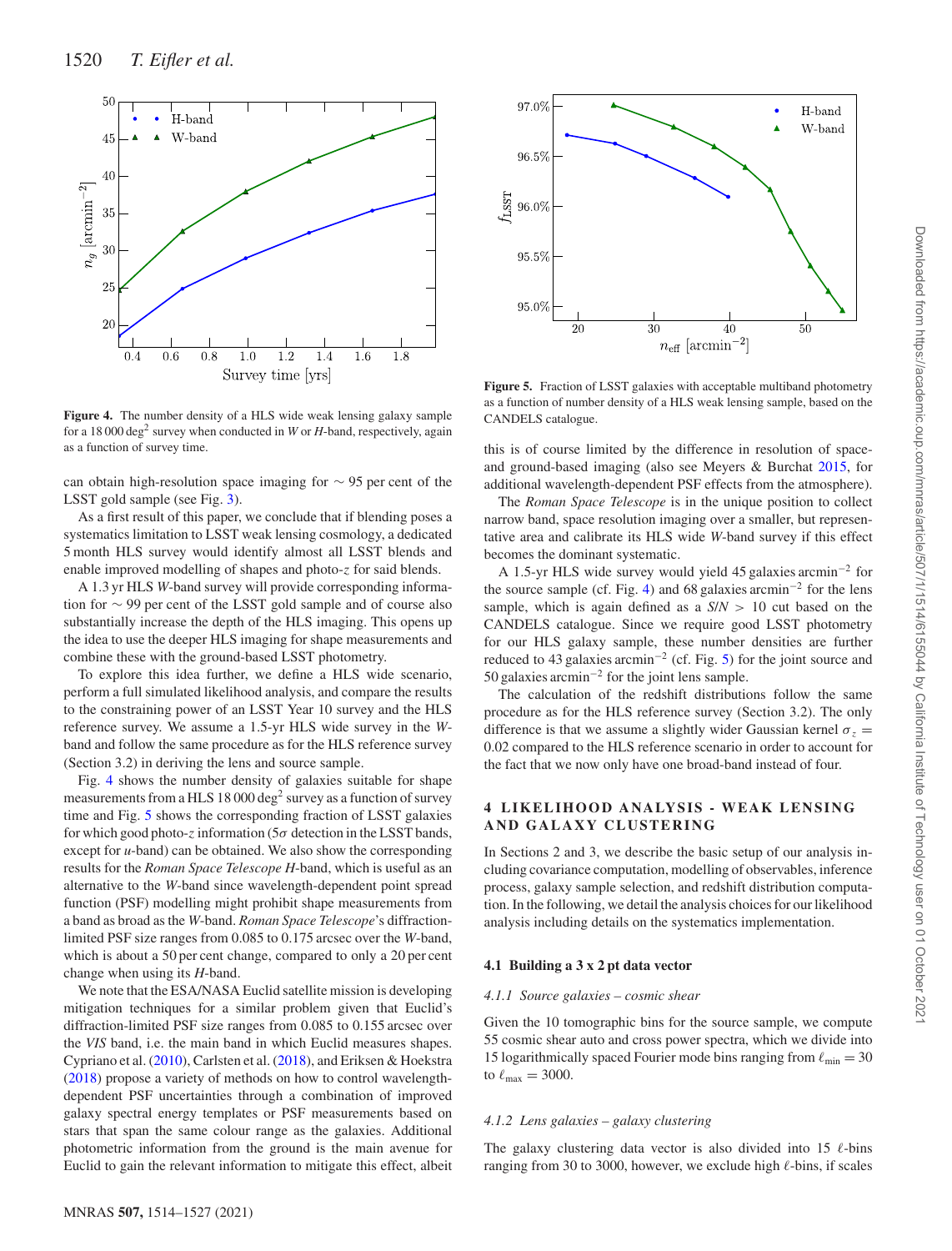Figure 4. The number density of a HLS wide weak lensing galaxy sample for a 18 000 deg$^2$ survey when conducted in *W* or *H*-band, respectively, again as a function of survey time.

can obtain high-resolution space imaging for $\sim$ 95 per cent of the LSST gold sample (see Fig. 3).

As a first result of this paper, we conclude that if blending poses a systematics limitation to LSST weak lensing cosmology, a dedicated 5 month HLS survey would identify almost all LSST blends and enable improved modelling of shapes and photo-*z* for said blends.

A 1.3 yr HLS *W*-band survey will provide corresponding information for $\sim$ 99 per cent of the LSST gold sample and of course also substantially increase the depth of the HLS imaging. This opens up the idea to use the deeper HLS imaging for shape measurements and combine these with the ground-based LSST photometry.

To explore this idea further, we define a HLS wide scenario, perform a full simulated likelihood analysis, and compare the results to the constraining power of an LSST Year 10 survey and the HLS reference survey. We assume a 1.5-yr HLS wide survey in the *W*-band and follow the same procedure as for the HLS reference survey (Section 3.2) in deriving the lens and source sample.

Fig. 4 shows the number density of galaxies suitable for shape measurements from a HLS 18 000 deg$^2$ survey as a function of survey time and Fig. 5 shows the corresponding fraction of LSST galaxies for which good photo-*z* information ($5\sigma$ detection in the LSST bands, except for *u*-band) can be obtained. We also show the corresponding results for the *Roman Space Telescope H*-band, which is useful as an alternative to the *W*-band since wavelength-dependent point spread function (PSF) modelling might prohibit shape measurements from a band as broad as the *W*-band. *Roman Space Telescope*'s diffraction-limited PSF size ranges from 0.085 to 0.175 arcsec over the *W*-band, which is about a 50 per cent change, compared to only a 20 per cent change when using its *H*-band.

We note that the ESA/NASA Euclid satellite mission is developing mitigation techniques for a similar problem given that Euclid's diffraction-limited PSF size ranges from 0.085 to 0.155 arcsec over the *VIS* band, i.e. the main band in which Euclid measures shapes. Cypriano et al. (2010), Carlsten et al. (2018), and Eriksen & Hoekstra (2018) propose a variety of methods on how to control wavelength-dependent PSF uncertainties through a combination of improved galaxy spectral energy templates or PSF measurements based on stars that span the same colour range as the galaxies. Additional photometric information from the ground is the main avenue for Euclid to gain the relevant information to mitigate this effect, albeit this is of course limited by the difference in resolution of space- and ground-based imaging (also see Meyers & Burchat 2015, for additional wavelength-dependent PSF effects from the atmosphere).

Figure 5. Fraction of LSST galaxies with acceptable multiband photometry as a function of number density of a HLS weak lensing sample, based on the CANDELS catalogue.

The *Roman Space Telescope* is in the unique position to collect narrow band, space resolution imaging over a smaller, but representative area and calibrate its HLS wide *W*-band survey if this effect becomes the dominant systematic.

A 1.5-yr HLS wide survey would yield 45 galaxies arcmin$^{-2}$ for the source sample (cf. Fig. 4) and 68 galaxies arcmin$^{-2}$ for the lens sample, which is again defined as a $S/N > 10$ cut based on the CANDELS catalogue. Since we require good LSST photometry for our HLS galaxy sample, these number densities are further reduced to 43 galaxies arcmin$^{-2}$ (cf. Fig. 5) for the joint source and 50 galaxies arcmin$^{-2}$ for the joint lens sample.

The calculation of the redshift distributions follow the same procedure as for the HLS reference survey (Section 3.2). The only difference is that we assume a slightly wider Gaussian kernel $\sigma_z = 0.02$ compared to the HLS reference scenario in order to account for the fact that we now only have one broad-band instead of four.

## 4 LIKELIHOOD ANALYSIS - WEAK LENSING AND GALAXY CLUSTERING

In Sections 2 and 3, we describe the basic setup of our analysis including covariance computation, modelling of observables, inference process, galaxy sample selection, and redshift distribution computation. In the following, we detail the analysis choices for our likelihood analysis including details on the systematics implementation.

### 4.1 Building a 3 x 2 pt data vector

#### 4.1.1 Source galaxies – cosmic shear

Given the 10 tomographic bins for the source sample, we compute 55 cosmic shear auto and cross power spectra, which we divide into 15 logarithmically spaced Fourier mode bins ranging from $\ell_{\rm min} = 30$ to $\ell_{\rm max} = 3000$.

#### 4.1.2 Lens galaxies – galaxy clustering

The galaxy clustering data vector is also divided into 15 $\ell$-bins ranging from 30 to 3000, however, we exclude high $\ell$-bins, if scales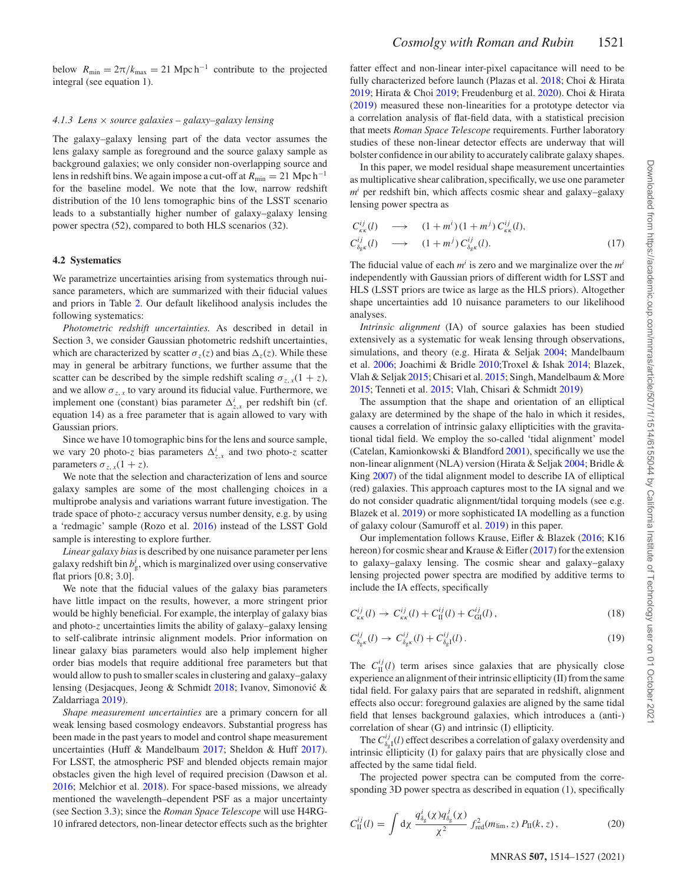below $R_{\rm min} = 2\pi/k_{\rm max} = 21$ Mpc h$^{-1}$ contribute to the projected integral (see equation 1).

#### 4.1.3 *Lens × source galaxies – galaxy–galaxy lensing*

The galaxy–galaxy lensing part of the data vector assumes the lens galaxy sample as foreground and the source galaxy sample as background galaxies; we only consider non-overlapping source and lens in redshift bins. We again impose a cut-off at $R_{\rm min} = 21$ Mpc h$^{-1}$ for the baseline model. We note that the low, narrow redshift distribution of the 10 lens tomographic bins of the LSST scenario leads to a substantially higher number of galaxy–galaxy lensing power spectra (52), compared to both HLS scenarios (32).

### 4.2 Systematics

We parametrize uncertainties arising from systematics through nuisance parameters, which are summarized with their fiducial values and priors in Table 2. Our default likelihood analysis includes the following systematics:

*Photometric redshift uncertainties.* As described in detail in Section 3, we consider Gaussian photometric redshift uncertainties, which are characterized by scatter $\sigma_z(z)$ and bias $\Delta_z(z)$. While these may in general be arbitrary functions, we further assume that the scatter can be described by the simple redshift scaling $\sigma_{z,x}(1+z)$, and we allow $\sigma_{z,x}$ to vary around its fiducial value. Furthermore, we implement one (constant) bias parameter $\Delta^i_{z,x}$ per redshift bin (cf. equation 14) as a free parameter that is again allowed to vary with Gaussian priors.

Since we have 10 tomographic bins for the lens and source sample, we vary 20 photo-$z$ bias parameters $\Delta^i_{z,x}$ and two photo-$z$ scatter parameters $\sigma_{z,x}(1+z)$.

We note that the selection and characterization of lens and source galaxy samples are some of the most challenging choices in a multiprobe analysis and variations warrant future investigation. The trade space of photo-$z$ accuracy versus number density, e.g. by using a 'redmagic' sample (Rozo et al. 2016) instead of the LSST Gold sample is interesting to explore further.

*Linear galaxy bias* is described by one nuisance parameter per lens galaxy redshift bin $b^i_{\rm g}$, which is marginalized over using conservative flat priors [0.8; 3.0].

We note that the fiducial values of the galaxy bias parameters have little impact on the results, however, a more stringent prior would be highly beneficial. For example, the interplay of galaxy bias and photo-$z$ uncertainties limits the ability of galaxy–galaxy lensing to self-calibrate intrinsic alignment models. Prior information on linear galaxy bias parameters would also help implement higher order bias models that require additional free parameters but that would allow to push to smaller scales in clustering and galaxy–galaxy lensing (Desjacques, Jeong & Schmidt 2018; Ivanov, Simonović & Zaldarriaga 2019).

*Shape measurement uncertainties* are a primary concern for all weak lensing based cosmology endeavors. Substantial progress has been made in the past years to model and control shape measurement uncertainties (Huff & Mandelbaum 2017; Sheldon & Huff 2017). For LSST, the atmospheric PSF and blended objects remain major obstacles given the high level of required precision (Dawson et al. 2016; Melchior et al. 2018). For space-based missions, we already mentioned the wavelength–dependent PSF as a major uncertainty (see Section 3.3); since the *Roman Space Telescope* will use H4RG-10 infrared detectors, non-linear detector effects such as the brighter fatter effect and non-linear inter-pixel capacitance will need to be fully characterized before launch (Plazas et al. 2018; Choi & Hirata 2019; Hirata & Choi 2019; Freudenburg et al. 2020). Choi & Hirata (2019) measured these non-linearities for a prototype detector via a correlation analysis of flat-field data, with a statistical precision that meets *Roman Space Telescope* requirements. Further laboratory studies of these non-linear detector effects are underway that will bolster confidence in our ability to accurately calibrate galaxy shapes.

In this paper, we model residual shape measurement uncertainties as multiplicative shear calibration, specifically, we use one parameter $m^i$ per redshift bin, which affects cosmic shear and galaxy–galaxy lensing power spectra as

$$
\begin{aligned}
C^{ij}_{\kappa\kappa}(l) &\longrightarrow (1+m^i)(1+m^j)\,C^{ij}_{\kappa\kappa}(l),\\
C^{ij}_{\delta_{\rm g}\kappa}(l) &\longrightarrow (1+m^j)\,C^{ij}_{\delta_{\rm g}\kappa}(l).
\end{aligned}
\tag{17}
$$

The fiducial value of each $m^i$ is zero and we marginalize over the $m^i$ independently with Gaussian priors of different width for LSST and HLS (LSST priors are twice as large as the HLS priors). Altogether shape uncertainties add 10 nuisance parameters to our likelihood analyses.

*Intrinsic alignment* (IA) of source galaxies has been studied extensively as a systematic for weak lensing through observations, simulations, and theory (e.g. Hirata & Seljak 2004; Mandelbaum et al. 2006; Joachimi & Bridle 2010;Troxel & Ishak 2014; Blazek, Vlah & Seljak 2015; Chisari et al. 2015; Singh, Mandelbaum & More 2015; Tenneti et al. 2015; Vlah, Chisari & Schmidt 2019)

The assumption that the shape and orientation of an elliptical galaxy are determined by the shape of the halo in which it resides, causes a correlation of intrinsic galaxy ellipticities with the gravitational tidal field. We employ the so-called 'tidal alignment' model (Catelan, Kamionkowski & Blandford 2001), specifically we use the non-linear alignment (NLA) version (Hirata & Seljak 2004; Bridle & King 2007) of the tidal alignment model to describe IA of elliptical (red) galaxies. This approach captures most to the IA signal and we do not consider quadratic alignment/tidal torquing models (see e.g. Blazek et al. 2019) or more sophisticated IA modelling as a function of galaxy colour (Samuroff et al. 2019) in this paper.

Our implementation follows Krause, Eifler & Blazek (2016; K16 hereon) for cosmic shear and Krause & Eifler (2017) for the extension to galaxy–galaxy lensing. The cosmic shear and galaxy–galaxy lensing projected power spectra are modified by additive terms to include the IA effects, specifically

$$
C^{ij}_{\kappa\kappa}(l) \rightarrow C^{ij}_{\kappa\kappa}(l) + C^{ij}_{\rm II}(l) + C^{ij}_{\rm GI}(l)\,,
\tag{18}
$$

$$
C^{ij}_{\delta_{\rm g}\kappa}(l) \rightarrow C^{ij}_{\delta_{\rm g}\kappa}(l) + C^{ij}_{\delta_{\rm g}\rm I}(l)\,.
\tag{19}
$$

The $C^{ij}_{\rm II}(l)$ term arises since galaxies that are physically close experience an alignment of their intrinsic ellipticity (II) from the same tidal field. For galaxy pairs that are separated in redshift, alignment effects also occur: foreground galaxies are aligned by the same tidal field that lenses background galaxies, which introduces a (anti-) correlation of shear (G) and intrinsic (I) ellipticity.

The $C^{ij}_{\delta_{\rm g}\rm I}(l)$ effect describes a correlation of galaxy overdensity and intrinsic ellipticity (I) for galaxy pairs that are physically close and affected by the same tidal field.

The projected power spectra can be computed from the corresponding 3D power spectra as described in equation (1), specifically

$$
C^{ij}_{\rm II}(l) = \int {\rm d}\chi\, \frac{q^i_{\delta_{\rm g}}(\chi)\,q^j_{\delta_{\rm g}}(\chi)}{\chi^2}\, f^2_{\rm red}(m_{\rm lim}, z)\, P_{\rm II}(k, z)\,,
\tag{20}
$$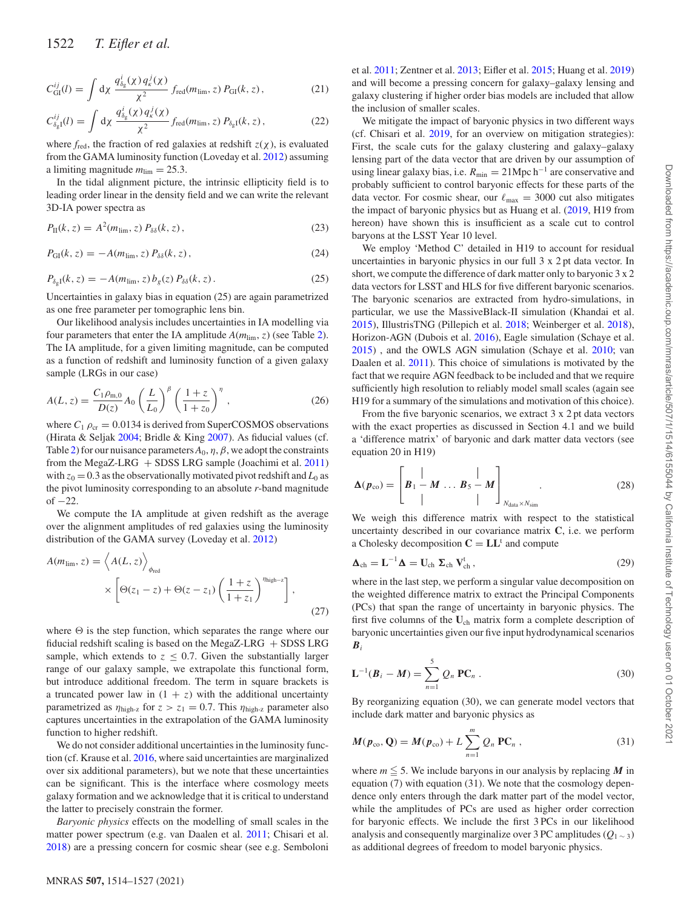$$C_{\rm GI}^{ij}(l) = \int {\rm d}\chi \, \frac{q_{\delta_{\rm g}}^{i}(\chi)\, q_{\kappa}^{j}(\chi)}{\chi^2} \, f_{\rm red}(m_{\rm lim}, z)\, P_{\rm GI}(k, z)\,, \tag{21}$$

$$C_{\delta_{\rm g}{\rm I}}^{ij}(l) = \int {\rm d}\chi \, \frac{q_{\delta_{\rm g}}^{i}(\chi)\, q_{\kappa}^{j}(\chi)}{\chi^2} \, f_{\rm red}(m_{\rm lim}, z)\, P_{\delta_{\rm g}{\rm I}}(k, z)\,, \tag{22}$$

where $f_{\rm red}$, the fraction of red galaxies at redshift $z(\chi)$, is evaluated from the GAMA luminosity function (Loveday et al. 2012) assuming a limiting magnitude $m_{\rm lim} = 25.3$.

In the tidal alignment picture, the intrinsic ellipticity field is to leading order linear in the density field and we can write the relevant 3D-IA power spectra as

$$P_{\rm II}(k, z) = A^2(m_{\rm lim}, z)\, P_{\delta\delta}(k, z)\,, \tag{23}$$

$$P_{\rm GI}(k, z) = -A(m_{\rm lim}, z)\, P_{\delta\delta}(k, z)\,, \tag{24}$$

$$P_{\delta_{\rm g}{\rm I}}(k, z) = -A(m_{\rm lim}, z)\, b_g(z)\, P_{\delta\delta}(k, z)\,. \tag{25}$$

Uncertainties in galaxy bias in equation (25) are again parametrized as one free parameter per tomographic lens bin.

Our likelihood analysis includes uncertainties in IA modelling via four parameters that enter the IA amplitude $A(m_{\rm lim}, z)$ (see Table 2). The IA amplitude, for a given limiting magnitude, can be computed as a function of redshift and luminosity function of a given galaxy sample (LRGs in our case)

$$A(L, z) = \frac{C_1 \rho_{\rm m,0}}{D(z)} A_0 \left(\frac{L}{L_0}\right)^{\beta} \left(\frac{1+z}{1+z_0}\right)^{\eta}\,, \tag{26}$$

where $C_1\,\rho_{\rm cr} = 0.0134$ is derived from SuperCOSMOS observations (Hirata & Seljak 2004; Bridle & King 2007). As fiducial values (cf. Table 2) for our nuisance parameters $A_0, \eta, \beta$, we adopt the constraints from the MegaZ-LRG + SDSS LRG sample (Joachimi et al. 2011) with $z_0 = 0.3$ as the observationally motivated pivot redshift and $L_0$ as the pivot luminosity corresponding to an absolute $r$-band magnitude of $-22$.

We compute the IA amplitude at given redshift as the average over the alignment amplitudes of red galaxies using the luminosity distribution of the GAMA survey (Loveday et al. 2012)

$$A(m_{\rm lim}, z) = \Big\langle A(L, z) \Big\rangle_{\phi_{\rm red}} \times \left[\Theta(z_1 - z) + \Theta(z - z_1)\left(\frac{1+z}{1+z_1}\right)^{\eta_{\rm high-z}}\right], \tag{27}$$

where $\Theta$ is the step function, which separates the range where our fiducial redshift scaling is based on the MegaZ-LRG + SDSS LRG sample, which extends to $z \leq 0.7$. Given the substantially larger range of our galaxy sample, we extrapolate this functional form, but introduce additional freedom. The term in square brackets is a truncated power law in $(1 + z)$ with the additional uncertainty parametrized as $\eta_{\rm high-z}$ for $z > z_1 = 0.7$. This $\eta_{\rm high-z}$ parameter also captures uncertainties in the extrapolation of the GAMA luminosity function to higher redshift.

We do not consider additional uncertainties in the luminosity function (cf. Krause et al. 2016, where said uncertainties are marginalized over six additional parameters), but we note that these uncertainties can be significant. This is the interface where cosmology meets galaxy formation and we acknowledge that it is critical to understand the latter to precisely constrain the former.

*Baryonic physics* effects on the modelling of small scales in the matter power spectrum (e.g. van Daalen et al. 2011; Chisari et al. 2018) are a pressing concern for cosmic shear (see e.g. Semboloni et al. 2011; Zentner et al. 2013; Eifler et al. 2015; Huang et al. 2019) and will become a pressing concern for galaxy–galaxy lensing and galaxy clustering if higher order bias models are included that allow the inclusion of smaller scales.

We mitigate the impact of baryonic physics in two different ways (cf. Chisari et al. 2019, for an overview on mitigation strategies): First, the scale cuts for the galaxy clustering and galaxy–galaxy lensing part of the data vector that are driven by our assumption of using linear galaxy bias, i.e. $R_{\rm min} = 21{\rm Mpc}\,h^{-1}$ are conservative and probably sufficient to control baryonic effects for these parts of the data vector. For cosmic shear, our $\ell_{\rm max} = 3000$ cut also mitigates the impact of baryonic physics but as Huang et al. (2019, H19 from hereon) have shown this is insufficient as a scale cut to control baryons at the LSST Year 10 level.

We employ 'Method C' detailed in H19 to account for residual uncertainties in baryonic physics in our full 3 x 2 pt data vector. In short, we compute the difference of dark matter only to baryonic 3 x 2 data vectors for LSST and HLS for five different baryonic scenarios. The baryonic scenarios are extracted from hydro-simulations, in particular, we use the MassiveBlack-II simulation (Khandai et al. 2015), IllustrisTNG (Pillepich et al. 2018; Weinberger et al. 2018), Horizon-AGN (Dubois et al. 2016), Eagle simulation (Schaye et al. 2015) , and the OWLS AGN simulation (Schaye et al. 2010; van Daalen et al. 2011). This choice of simulations is motivated by the fact that we require AGN feedback to be included and that we require sufficiently high resolution to reliably model small scales (again see H19 for a summary of the simulations and motivation of this choice).

From the five baryonic scenarios, we extract 3 x 2 pt data vectors with the exact properties as discussed in Section 4.1 and we build a 'difference matrix' of baryonic and dark matter data vectors (see equation 20 in H19)

$$\boldsymbol{\Delta}(\boldsymbol{p}_{\rm co}) = \begin{bmatrix} | & & | \\ \boldsymbol{B}_1 - \boldsymbol{M} & \ldots & \boldsymbol{B}_5 - \boldsymbol{M} \\ | & & | \end{bmatrix}_{N_{\rm data} \times N_{\rm sim}}. \tag{28}$$

We weigh this difference matrix with respect to the statistical uncertainty described in our covariance matrix $\mathbf{C}$, i.e. we perform a Cholesky decomposition $\mathbf{C} = \mathbf{L}\mathbf{L}^{\rm t}$ and compute

$$\boldsymbol{\Delta}_{\rm ch} = \mathbf{L}^{-1}\boldsymbol{\Delta} = \mathbf{U}_{\rm ch}\,\boldsymbol{\Sigma}_{\rm ch}\,\mathbf{V}_{\rm ch}^{\rm t}\,, \tag{29}$$

where in the last step, we perform a singular value decomposition on the weighted difference matrix to extract the Principal Components (PCs) that span the range of uncertainty in baryonic physics. The first five columns of the $\mathbf{U}_{\rm ch}$ matrix form a complete description of baryonic uncertainties given our five input hydrodynamical scenarios $\boldsymbol{B}_i$

$$\mathbf{L}^{-1}(\boldsymbol{B}_i - \boldsymbol{M}) = \sum_{n=1}^{5} Q_n\, \mathbf{PC}_n\,. \tag{30}$$

By reorganizing equation (30), we can generate model vectors that include dark matter and baryonic physics as

$$\boldsymbol{M}(\boldsymbol{p}_{\rm co}, \mathbf{Q}) = \boldsymbol{M}(\boldsymbol{p}_{\rm co}) + L \sum_{n=1}^{m} Q_n\, \mathbf{PC}_n\,, \tag{31}$$

where $m \leqq 5$. We include baryons in our analysis by replacing $\boldsymbol{M}$ in equation (7) with equation (31). We note that the cosmology dependence only enters through the dark matter part of the model vector, while the amplitudes of PCs are used as higher order correction for baryonic effects. We include the first 3 PCs in our likelihood analysis and consequently marginalize over 3 PC amplitudes ($Q_{1\sim 3}$) as additional degrees of freedom to model baryonic physics.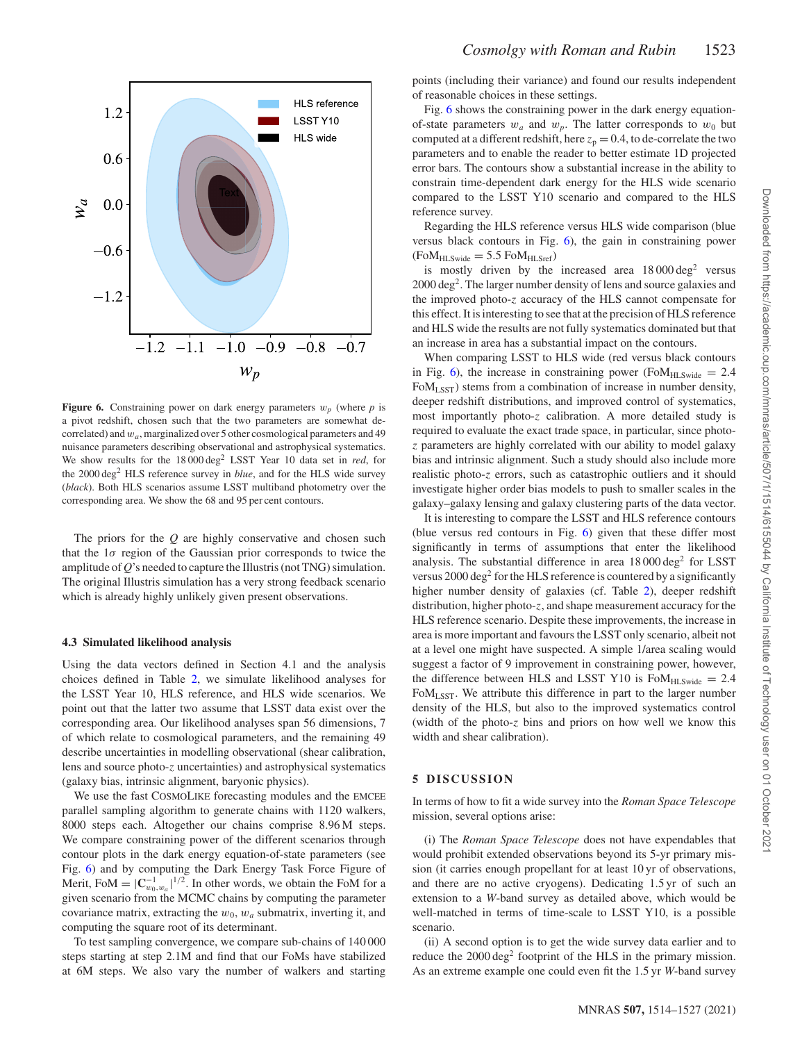**Figure 6.** Constraining power on dark energy parameters $w_p$ (where $p$ is a pivot redshift, chosen such that the two parameters are somewhat de-correlated) and $w_a$, marginalized over 5 other cosmological parameters and 49 nuisance parameters describing observational and astrophysical systematics. We show results for the 18 000 deg$^2$ LSST Year 10 data set in *red*, for the 2000 deg$^2$ HLS reference survey in *blue*, and for the HLS wide survey (*black*). Both HLS scenarios assume LSST multiband photometry over the corresponding area. We show the 68 and 95 per cent contours.

The priors for the $Q$ are highly conservative and chosen such that the $1\sigma$ region of the Gaussian prior corresponds to twice the amplitude of $Q$'s needed to capture the Illustris (not TNG) simulation. The original Illustris simulation has a very strong feedback scenario which is already highly unlikely given present observations.

### 4.3 Simulated likelihood analysis

Using the data vectors defined in Section 4.1 and the analysis choices defined in Table 2, we simulate likelihood analyses for the LSST Year 10, HLS reference, and HLS wide scenarios. We point out that the latter two assume that LSST data exist over the corresponding area. Our likelihood analyses span 56 dimensions, 7 of which relate to cosmological parameters, and the remaining 49 describe uncertainties in modelling observational (shear calibration, lens and source photo-$z$ uncertainties) and astrophysical systematics (galaxy bias, intrinsic alignment, baryonic physics).

We use the fast CosmoLike forecasting modules and the emcee parallel sampling algorithm to generate chains with 1120 walkers, 8000 steps each. Altogether our chains comprise 8.96 M steps. We compare constraining power of the different scenarios through contour plots in the dark energy equation-of-state parameters (see Fig. 6) and by computing the Dark Energy Task Force Figure of Merit, FoM $= |\mathbf{C}^{-1}_{w_0,w_a}|^{1/2}$. In other words, we obtain the FoM for a given scenario from the MCMC chains by computing the parameter covariance matrix, extracting the $w_0$, $w_a$ submatrix, inverting it, and computing the square root of its determinant.

To test sampling convergence, we compare sub-chains of 140 000 steps starting at step 2.1M and find that our FoMs have stabilized at 6M steps. We also vary the number of walkers and starting points (including their variance) and found our results independent of reasonable choices in these settings.

Fig. 6 shows the constraining power in the dark energy equation-of-state parameters $w_a$ and $w_p$. The latter corresponds to $w_0$ but computed at a different redshift, here $z_p = 0.4$, to de-correlate the two parameters and to enable the reader to better estimate 1D projected error bars. The contours show a substantial increase in the ability to constrain time-dependent dark energy for the HLS wide scenario compared to the LSST Y10 scenario and compared to the HLS reference survey.

Regarding the HLS reference versus HLS wide comparison (blue versus black contours in Fig. 6), the gain in constraining power ($\mathrm{FoM}_{\mathrm{HLSwide}} = 5.5\ \mathrm{FoM}_{\mathrm{HLSref}}$) is mostly driven by the increased area 18 000 deg$^2$ versus 2000 deg$^2$. The larger number density of lens and source galaxies and the improved photo-$z$ accuracy of the HLS cannot compensate for this effect. It is interesting to see that at the precision of HLS reference and HLS wide the results are not fully systematics dominated but that an increase in area has a substantial impact on the contours.

When comparing LSST to HLS wide (red versus black contours in Fig. 6), the increase in constraining power ($\mathrm{FoM}_{\mathrm{HLSwide}} = 2.4\ \mathrm{FoM}_{\mathrm{LSST}}$) stems from a combination of increase in number density, deeper redshift distributions, and improved control of systematics, most importantly photo-$z$ calibration. A more detailed study is required to evaluate the exact trade space, in particular, since photo-$z$ parameters are highly correlated with our ability to model galaxy bias and intrinsic alignment. Such a study should also include more realistic photo-$z$ errors, such as catastrophic outliers and it should investigate higher order bias models to push to smaller scales in the galaxy–galaxy lensing and galaxy clustering parts of the data vector.

It is interesting to compare the LSST and HLS reference contours (blue versus red contours in Fig. 6) given that these differ most significantly in terms of assumptions that enter the likelihood analysis. The substantial difference in area 18 000 deg$^2$ for LSST versus 2000 deg$^2$ for the HLS reference is countered by a significantly higher number density of galaxies (cf. Table 2), deeper redshift distribution, higher photo-$z$, and shape measurement accuracy for the HLS reference scenario. Despite these improvements, the increase in area is more important and favours the LSST only scenario, albeit not at a level one might have suspected. A simple 1/area scaling would suggest a factor of 9 improvement in constraining power, however, the difference between HLS and LSST Y10 is $\mathrm{FoM}_{\mathrm{HLSwide}} = 2.4\ \mathrm{FoM}_{\mathrm{LSST}}$. We attribute this difference in part to the larger number density of the HLS, but also to the improved systematics control (width of the photo-$z$ bins and priors on how well we know this width and shear calibration).

## 5 DISCUSSION

In terms of how to fit a wide survey into the *Roman Space Telescope* mission, several options arise:

(i) The *Roman Space Telescope* does not have expendables that would prohibit extended observations beyond its 5-yr primary mission (it carries enough propellant for at least 10 yr of observations, and there are no active cryogens). Dedicating 1.5 yr of such an extension to a *W*-band survey as detailed above, which would be well-matched in terms of time-scale to LSST Y10, is a possible scenario.

(ii) A second option is to get the wide survey data earlier and to reduce the 2000 deg$^2$ footprint of the HLS in the primary mission. As an extreme example one could even fit the 1.5 yr *W*-band survey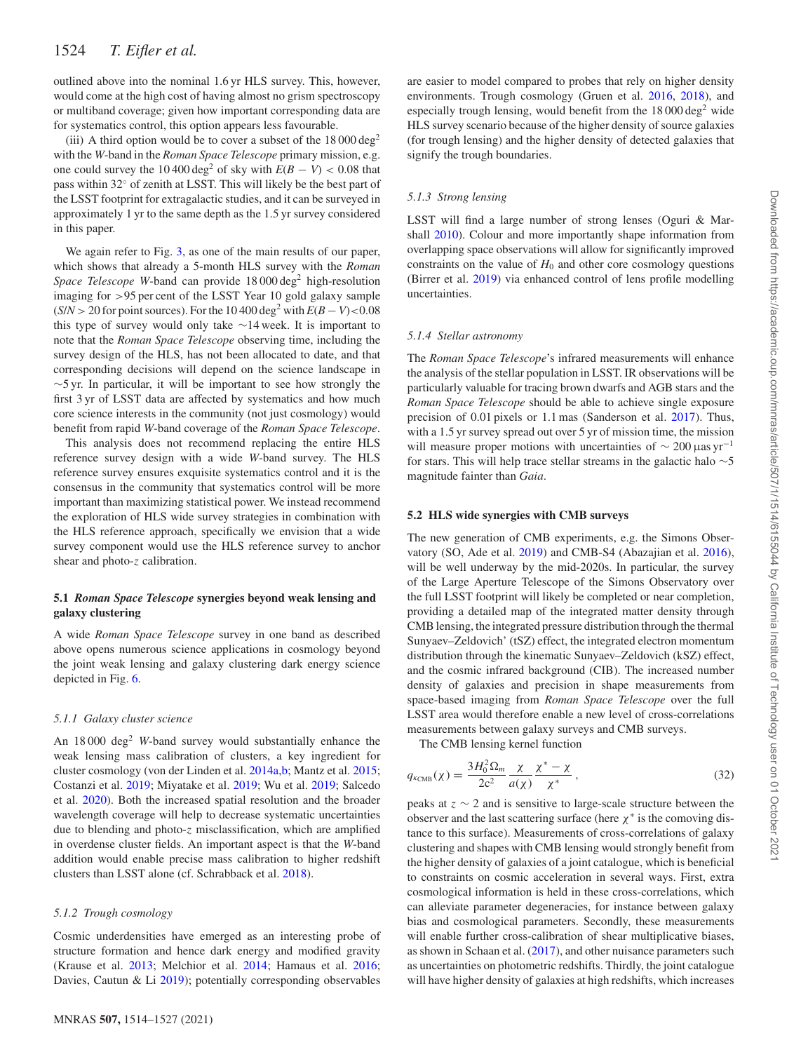outlined above into the nominal 1.6 yr HLS survey. This, however, would come at the high cost of having almost no grism spectroscopy or multiband coverage; given how important corresponding data are for systematics control, this option appears less favourable.

(iii) A third option would be to cover a subset of the 18 000 deg$^2$ with the *W*-band in the *Roman Space Telescope* primary mission, e.g. one could survey the 10 400 deg$^2$ of sky with $E(B-V) < 0.08$ that pass within 32° of zenith at LSST. This will likely be the best part of the LSST footprint for extragalactic studies, and it can be surveyed in approximately 1 yr to the same depth as the 1.5 yr survey considered in this paper.

We again refer to Fig. 3, as one of the main results of our paper, which shows that already a 5-month HLS survey with the *Roman Space Telescope W*-band can provide 18 000 deg$^2$ high-resolution imaging for >95 per cent of the LSST Year 10 gold galaxy sample ($S/N > 20$ for point sources). For the 10 400 deg$^2$ with $E(B-V)<0.08$ this type of survey would only take ∼14 week. It is important to note that the *Roman Space Telescope* observing time, including the survey design of the HLS, has not been allocated to date, and that corresponding decisions will depend on the science landscape in ∼5 yr. In particular, it will be important to see how strongly the first 3 yr of LSST data are affected by systematics and how much core science interests in the community (not just cosmology) would benefit from rapid *W*-band coverage of the *Roman Space Telescope*.

This analysis does not recommend replacing the entire HLS reference survey design with a wide *W*-band survey. The HLS reference survey ensures exquisite systematics control and it is the consensus in the community that systematics control will be more important than maximizing statistical power. We instead recommend the exploration of HLS wide survey strategies in combination with the HLS reference approach, specifically we envision that a wide survey component would use the HLS reference survey to anchor shear and photo-*z* calibration.

### 5.1 *Roman Space Telescope* synergies beyond weak lensing and galaxy clustering

A wide *Roman Space Telescope* survey in one band as described above opens numerous science applications in cosmology beyond the joint weak lensing and galaxy clustering dark energy science depicted in Fig. 6.

#### 5.1.1 Galaxy cluster science

An 18 000 deg$^2$ *W*-band survey would substantially enhance the weak lensing mass calibration of clusters, a key ingredient for cluster cosmology (von der Linden et al. 2014a,b; Mantz et al. 2015; Costanzi et al. 2019; Miyatake et al. 2019; Wu et al. 2019; Salcedo et al. 2020). Both the increased spatial resolution and the broader wavelength coverage will help to decrease systematic uncertainties due to blending and photo-*z* misclassification, which are amplified in overdense cluster fields. An important aspect is that the *W*-band addition would enable precise mass calibration to higher redshift clusters than LSST alone (cf. Schrabback et al. 2018).

#### 5.1.2 Trough cosmology

Cosmic underdensities have emerged as an interesting probe of structure formation and hence dark energy and modified gravity (Krause et al. 2013; Melchior et al. 2014; Hamaus et al. 2016; Davies, Cautun & Li 2019); potentially corresponding observables are easier to model compared to probes that rely on higher density environments. Trough cosmology (Gruen et al. 2016, 2018), and especially trough lensing, would benefit from the 18 000 deg$^2$ wide HLS survey scenario because of the higher density of source galaxies (for trough lensing) and the higher density of detected galaxies that signify the trough boundaries.

#### 5.1.3 Strong lensing

LSST will find a large number of strong lenses (Oguri & Marshall 2010). Colour and more importantly shape information from overlapping space observations will allow for significantly improved constraints on the value of $H_0$ and other core cosmology questions (Birrer et al. 2019) via enhanced control of lens profile modelling uncertainties.

#### 5.1.4 Stellar astronomy

The *Roman Space Telescope*'s infrared measurements will enhance the analysis of the stellar population in LSST. IR observations will be particularly valuable for tracing brown dwarfs and AGB stars and the *Roman Space Telescope* should be able to achieve single exposure precision of 0.01 pixels or 1.1 mas (Sanderson et al. 2017). Thus, with a 1.5 yr survey spread out over 5 yr of mission time, the mission will measure proper motions with uncertainties of $\sim 200\,\mu\mathrm{as\,yr^{-1}}$ for stars. This will help trace stellar streams in the galactic halo ∼5 magnitude fainter than *Gaia*.

### 5.2 HLS wide synergies with CMB surveys

The new generation of CMB experiments, e.g. the Simons Observatory (SO, Ade et al. 2019) and CMB-S4 (Abazajian et al. 2016), will be well underway by the mid-2020s. In particular, the survey of the Large Aperture Telescope of the Simons Observatory over the full LSST footprint will likely be completed or near completion, providing a detailed map of the integrated matter density through CMB lensing, the integrated pressure distribution through the thermal Sunyaev–Zeldovich' (tSZ) effect, the integrated electron momentum distribution through the kinematic Sunyaev–Zeldovich (kSZ) effect, and the cosmic infrared background (CIB). The increased number density of galaxies and precision in shape measurements from space-based imaging from *Roman Space Telescope* over the full LSST area would therefore enable a new level of cross-correlations measurements between galaxy surveys and CMB surveys.

The CMB lensing kernel function

$$q_{\kappa_{\mathrm{CMB}}}(\chi) = \frac{3H_0^2\Omega_m}{2c^2}\,\frac{\chi}{a(\chi)}\,\frac{\chi^*-\chi}{\chi^*}\,, \tag{32}$$

peaks at $z \sim 2$ and is sensitive to large-scale structure between the observer and the last scattering surface (here $\chi^*$ is the comoving distance to this surface). Measurements of cross-correlations of galaxy clustering and shapes with CMB lensing would strongly benefit from the higher density of galaxies of a joint catalogue, which is beneficial to constraints on cosmic acceleration in several ways. First, extra cosmological information is held in these cross-correlations, which can alleviate parameter degeneracies, for instance between galaxy bias and cosmological parameters. Secondly, these measurements will enable further cross-calibration of shear multiplicative biases, as shown in Schaan et al. (2017), and other nuisance parameters such as uncertainties on photometric redshifts. Thirdly, the joint catalogue will have higher density of galaxies at high redshifts, which increases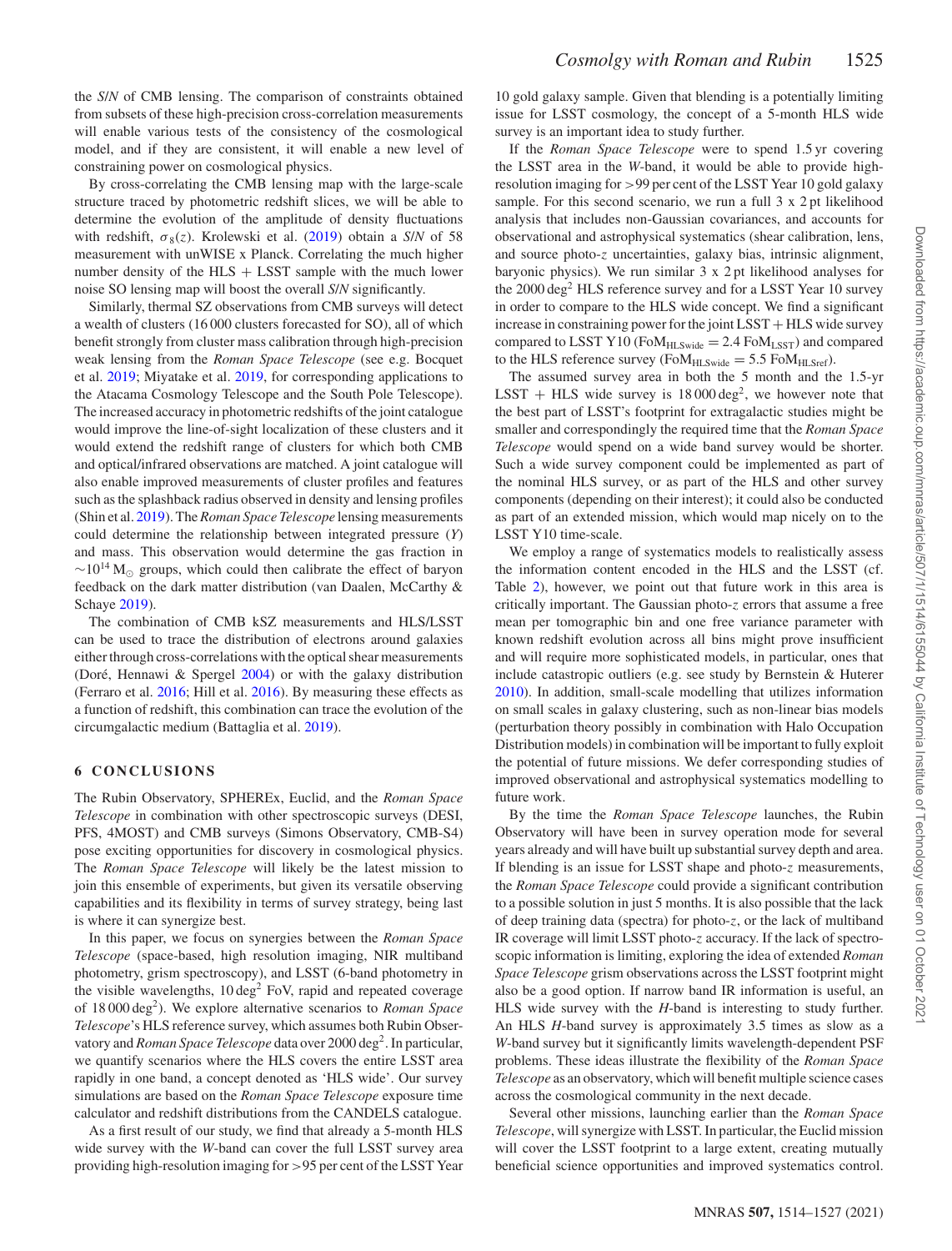the *S/N* of CMB lensing. The comparison of constraints obtained from subsets of these high-precision cross-correlation measurements will enable various tests of the consistency of the cosmological model, and if they are consistent, it will enable a new level of constraining power on cosmological physics.

By cross-correlating the CMB lensing map with the large-scale structure traced by photometric redshift slices, we will be able to determine the evolution of the amplitude of density fluctuations with redshift, $\sigma_8(z)$. Krolewski et al. (2019) obtain a *S/N* of 58 measurement with unWISE x Planck. Correlating the much higher number density of the HLS + LSST sample with the much lower noise SO lensing map will boost the overall *S/N* significantly.

Similarly, thermal SZ observations from CMB surveys will detect a wealth of clusters (16 000 clusters forecasted for SO), all of which benefit strongly from cluster mass calibration through high-precision weak lensing from the *Roman Space Telescope* (see e.g. Bocquet et al. 2019; Miyatake et al. 2019, for corresponding applications to the Atacama Cosmology Telescope and the South Pole Telescope). The increased accuracy in photometric redshifts of the joint catalogue would improve the line-of-sight localization of these clusters and it would extend the redshift range of clusters for which both CMB and optical/infrared observations are matched. A joint catalogue will also enable improved measurements of cluster profiles and features such as the splashback radius observed in density and lensing profiles (Shin et al. 2019). The *Roman Space Telescope* lensing measurements could determine the relationship between integrated pressure ($Y$) and mass. This observation would determine the gas fraction in $\sim 10^{14}$ M$_\odot$ groups, which could then calibrate the effect of baryon feedback on the dark matter distribution (van Daalen, McCarthy & Schaye 2019).

The combination of CMB kSZ measurements and HLS/LSST can be used to trace the distribution of electrons around galaxies either through cross-correlations with the optical shear measurements (Doré, Hennawi & Spergel 2004) or with the galaxy distribution (Ferraro et al. 2016; Hill et al. 2016). By measuring these effects as a function of redshift, this combination can trace the evolution of the circumgalactic medium (Battaglia et al. 2019).

## 6 CONCLUSIONS

The Rubin Observatory, SPHEREx, Euclid, and the *Roman Space Telescope* in combination with other spectroscopic surveys (DESI, PFS, 4MOST) and CMB surveys (Simons Observatory, CMB-S4) pose exciting opportunities for discovery in cosmological physics. The *Roman Space Telescope* will likely be the latest mission to join this ensemble of experiments, but given its versatile observing capabilities and its flexibility in terms of survey strategy, being last is where it can synergize best.

In this paper, we focus on synergies between the *Roman Space Telescope* (space-based, high resolution imaging, NIR multiband photometry, grism spectroscopy), and LSST (6-band photometry in the visible wavelengths, 10 deg$^2$ FoV, rapid and repeated coverage of 18 000 deg$^2$). We explore alternative scenarios to *Roman Space Telescope*'s HLS reference survey, which assumes both Rubin Observatory and *Roman Space Telescope* data over 2000 deg$^2$. In particular, we quantify scenarios where the HLS covers the entire LSST area rapidly in one band, a concept denoted as 'HLS wide'. Our survey simulations are based on the *Roman Space Telescope* exposure time calculator and redshift distributions from the CANDELS catalogue.

As a first result of our study, we find that already a 5-month HLS wide survey with the *W*-band can cover the full LSST survey area providing high-resolution imaging for >95 per cent of the LSST Year 10 gold galaxy sample. Given that blending is a potentially limiting issue for LSST cosmology, the concept of a 5-month HLS wide survey is an important idea to study further.

If the *Roman Space Telescope* were to spend 1.5 yr covering the LSST area in the *W*-band, it would be able to provide high-resolution imaging for >99 per cent of the LSST Year 10 gold galaxy sample. For this second scenario, we run a full 3 x 2 pt likelihood analysis that includes non-Gaussian covariances, and accounts for observational and astrophysical systematics (shear calibration, lens, and source photo-$z$ uncertainties, galaxy bias, intrinsic alignment, baryonic physics). We run similar 3 x 2 pt likelihood analyses for the 2000 deg$^2$ HLS reference survey and for a LSST Year 10 survey in order to compare to the HLS wide concept. We find a significant increase in constraining power for the joint LSST + HLS wide survey compared to LSST Y10 ($\mathrm{FoM}_{\mathrm{HLSwide}} = 2.4\ \mathrm{FoM}_{\mathrm{LSST}}$) and compared to the HLS reference survey ($\mathrm{FoM}_{\mathrm{HLSwide}} = 5.5\ \mathrm{FoM}_{\mathrm{HLSref}}$).

The assumed survey area in both the 5 month and the 1.5-yr LSST + HLS wide survey is 18 000 deg$^2$, we however note that the best part of LSST's footprint for extragalactic studies might be smaller and correspondingly the required time that the *Roman Space Telescope* would spend on a wide band survey would be shorter. Such a wide survey component could be implemented as part of the nominal HLS survey, or as part of the HLS and other survey components (depending on their interest); it could also be conducted as part of an extended mission, which would map nicely on to the LSST Y10 time-scale.

We employ a range of systematics models to realistically assess the information content encoded in the HLS and the LSST (cf. Table 2), however, we point out that future work in this area is critically important. The Gaussian photo-$z$ errors that assume a free mean per tomographic bin and one free variance parameter with known redshift evolution across all bins might prove insufficient and will require more sophisticated models, in particular, ones that include catastropic outliers (e.g. see study by Bernstein & Huterer 2010). In addition, small-scale modelling that utilizes information on small scales in galaxy clustering, such as non-linear bias models (perturbation theory possibly in combination with Halo Occupation Distribution models) in combination will be important to fully exploit the potential of future missions. We defer corresponding studies of improved observational and astrophysical systematics modelling to future work.

By the time the *Roman Space Telescope* launches, the Rubin Observatory will have been in survey operation mode for several years already and will have built up substantial survey depth and area. If blending is an issue for LSST shape and photo-$z$ measurements, the *Roman Space Telescope* could provide a significant contribution to a possible solution in just 5 months. It is also possible that the lack of deep training data (spectra) for photo-$z$, or the lack of multiband IR coverage will limit LSST photo-$z$ accuracy. If the lack of spectroscopic information is limiting, exploring the idea of extended *Roman Space Telescope* grism observations across the LSST footprint might also be a good option. If narrow band IR information is useful, an HLS wide survey with the *H*-band is interesting to study further. An HLS *H*-band survey is approximately 3.5 times as slow as a *W*-band survey but it significantly limits wavelength-dependent PSF problems. These ideas illustrate the flexibility of the *Roman Space Telescope* as an observatory, which will benefit multiple science cases across the cosmological community in the next decade.

Several other missions, launching earlier than the *Roman Space Telescope*, will synergize with LSST. In particular, the Euclid mission will cover the LSST footprint to a large extent, creating mutually beneficial science opportunities and improved systematics control.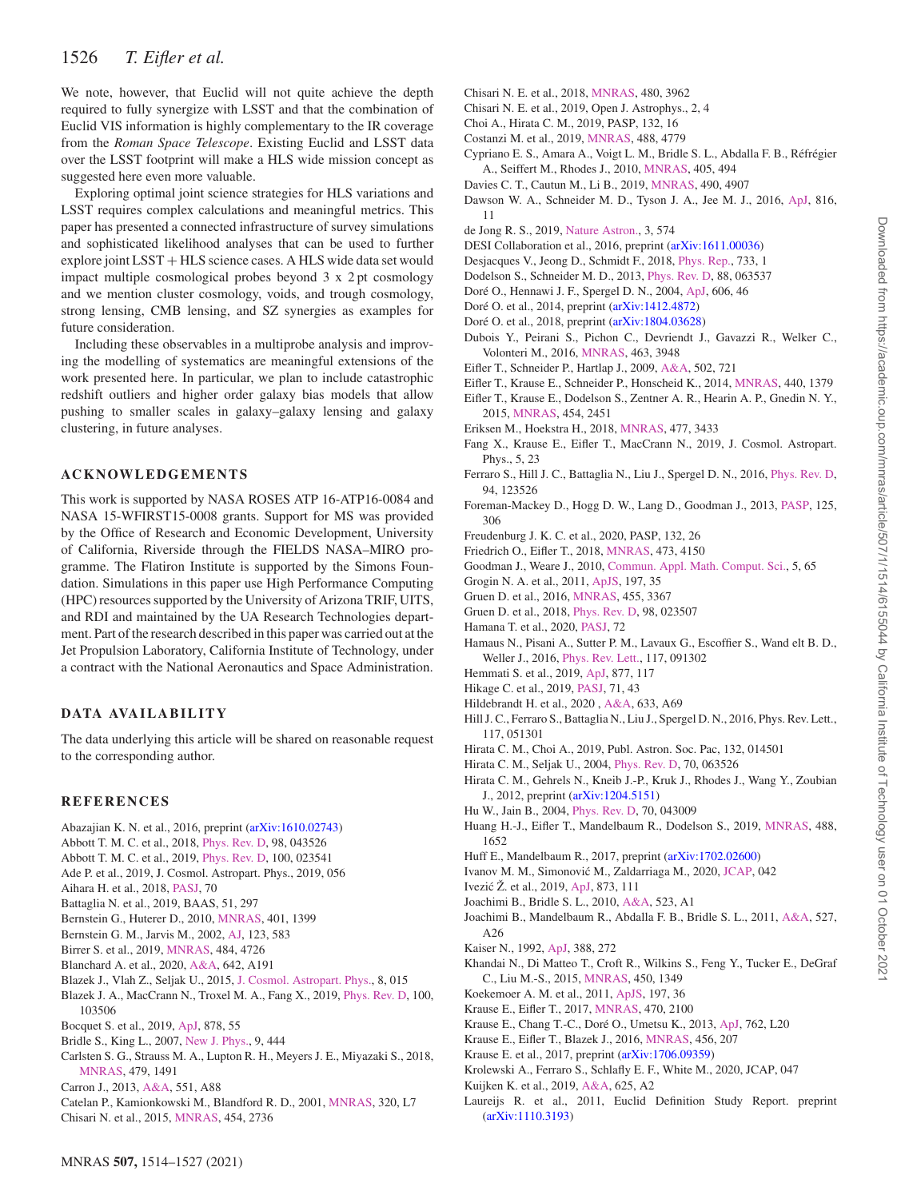We note, however, that Euclid will not quite achieve the depth required to fully synergize with LSST and that the combination of Euclid VIS information is highly complementary to the IR coverage from the *Roman Space Telescope*. Existing Euclid and LSST data over the LSST footprint will make a HLS wide mission concept as suggested here even more valuable.

Exploring optimal joint science strategies for HLS variations and LSST requires complex calculations and meaningful metrics. This paper has presented a connected infrastructure of survey simulations and sophisticated likelihood analyses that can be used to further explore joint LSST + HLS science cases. A HLS wide data set would impact multiple cosmological probes beyond 3 x 2 pt cosmology and we mention cluster cosmology, voids, and trough cosmology, strong lensing, CMB lensing, and SZ synergies as examples for future consideration.

Including these observables in a multiprobe analysis and improving the modelling of systematics are meaningful extensions of the work presented here. In particular, we plan to include catastrophic redshift outliers and higher order galaxy bias models that allow pushing to smaller scales in galaxy–galaxy lensing and galaxy clustering, in future analyses.

## ACKNOWLEDGEMENTS

This work is supported by NASA ROSES ATP 16-ATP16-0084 and NASA 15-WFIRST15-0008 grants. Support for MS was provided by the Office of Research and Economic Development, University of California, Riverside through the FIELDS NASA–MIRO programme. The Flatiron Institute is supported by the Simons Foundation. Simulations in this paper use High Performance Computing (HPC) resources supported by the University of Arizona TRIF, UITS, and RDI and maintained by the UA Research Technologies department. Part of the research described in this paper was carried out at the Jet Propulsion Laboratory, California Institute of Technology, under a contract with the National Aeronautics and Space Administration.

## DATA AVAILABILITY

The data underlying this article will be shared on reasonable request to the corresponding author.

## REFERENCES

Abazajian K. N. et al., 2016, preprint (arXiv:1610.02743)
Abbott T. M. C. et al., 2018, Phys. Rev. D, 98, 043526
Abbott T. M. C. et al., 2019, Phys. Rev. D, 100, 023541
Ade P. et al., 2019, J. Cosmol. Astropart. Phys., 2019, 056
Aihara H. et al., 2018, PASJ, 70
Battaglia N. et al., 2019, BAAS, 51, 297
Bernstein G., Huterer D., 2010, MNRAS, 401, 1399
Bernstein G. M., Jarvis M., 2002, AJ, 123, 583
Birrer S. et al., 2019, MNRAS, 484, 4726
Blanchard A. et al., 2020, A&A, 642, A191
Blazek J., Vlah Z., Seljak U., 2015, J. Cosmol. Astropart. Phys., 8, 015
Blazek J. A., MacCrann N., Troxel M. A., Fang X., 2019, Phys. Rev. D, 100, 103506
Bocquet S. et al., 2019, ApJ, 878, 55
Bridle S., King L., 2007, New J. Phys., 9, 444
Carlsten S. G., Strauss M. A., Lupton R. H., Meyers J. E., Miyazaki S., 2018, MNRAS, 479, 1491
Carron J., 2013, A&A, 551, A88
Catelan P., Kamionkowski M., Blandford R. D., 2001, MNRAS, 320, L7
Chisari N. et al., 2015, MNRAS, 454, 2736
Chisari N. E. et al., 2018, MNRAS, 480, 3962
Chisari N. E. et al., 2019, Open J. Astrophys., 2, 4
Choi A., Hirata C. M., 2019, PASP, 132, 16
Costanzi M. et al., 2019, MNRAS, 488, 4779
Cypriano E. S., Amara A., Voigt L. M., Bridle S. L., Abdalla F. B., Réfrégier A., Seiffert M., Rhodes J., 2010, MNRAS, 405, 494
Davies C. T., Cautun M., Li B., 2019, MNRAS, 490, 4907
Dawson W. A., Schneider M. D., Tyson J. A., Jee M. J., 2016, ApJ, 816, 11
de Jong R. S., 2019, Nature Astron., 3, 574
DESI Collaboration et al., 2016, preprint (arXiv:1611.00036)
Desjacques V., Jeong D., Schmidt F., 2018, Phys. Rep., 733, 1
Dodelson S., Schneider M. D., 2013, Phys. Rev. D, 88, 063537
Doré O., Hennawi J. F., Spergel D. N., 2004, ApJ, 606, 46
Doré O. et al., 2014, preprint (arXiv:1412.4872)
Doré O. et al., 2018, preprint (arXiv:1804.03628)
Dubois Y., Peirani S., Pichon C., Devriendt J., Gavazzi R., Welker C., Volonteri M., 2016, MNRAS, 463, 3948
Eifler T., Schneider P., Hartlap J., 2009, A&A, 502, 721
Eifler T., Krause E., Schneider P., Honscheid K., 2014, MNRAS, 440, 1379
Eifler T., Krause E., Dodelson S., Zentner A. R., Hearin A. P., Gnedin N. Y., 2015, MNRAS, 454, 2451
Eriksen M., Hoekstra H., 2018, MNRAS, 477, 3433
Fang X., Krause E., Eifler T., MacCrann N., 2019, J. Cosmol. Astropart. Phys., 5, 23
Ferraro S., Hill J. C., Battaglia N., Liu J., Spergel D. N., 2016, Phys. Rev. D, 94, 123526
Foreman-Mackey D., Hogg D. W., Lang D., Goodman J., 2013, PASP, 125, 306
Freudenburg J. K. C. et al., 2020, PASP, 132, 26
Friedrich O., Eifler T., 2018, MNRAS, 473, 4150
Goodman J., Weare J., 2010, Commun. Appl. Math. Comput. Sci., 5, 65
Grogin N. A. et al., 2011, ApJS, 197, 35
Gruen D. et al., 2016, MNRAS, 455, 3367
Gruen D. et al., 2018, Phys. Rev. D, 98, 023507
Hamana T. et al., 2020, PASJ, 72
Hamaus N., Pisani A., Sutter P. M., Lavaux G., Escoffier S., Wand elt B. D., Weller J., 2016, Phys. Rev. Lett., 117, 091302
Hemmati S. et al., 2019, ApJ, 877, 117
Hikage C. et al., 2019, PASJ, 71, 43
Hildebrandt H. et al., 2020 , A&A, 633, A69
Hill J. C., Ferraro S., Battaglia N., Liu J., Spergel D. N., 2016, Phys. Rev. Lett., 117, 051301
Hirata C. M., Choi A., 2019, Publ. Astron. Soc. Pac, 132, 014501
Hirata C. M., Seljak U., 2004, Phys. Rev. D, 70, 063526
Hirata C. M., Gehrels N., Kneib J.-P., Kruk J., Rhodes J., Wang Y., Zoubian J., 2012, preprint (arXiv:1204.5151)
Hu W., Jain B., 2004, Phys. Rev. D, 70, 043009
Huang H.-J., Eifler T., Mandelbaum R., Dodelson S., 2019, MNRAS, 488, 1652
Huff E., Mandelbaum R., 2017, preprint (arXiv:1702.02600)
Ivanov M. M., Simonović M., Zaldarriaga M., 2020, JCAP, 042
Ivezić Ž. et al., 2019, ApJ, 873, 111
Joachimi B., Bridle S. L., 2010, A&A, 523, A1
Joachimi B., Mandelbaum R., Abdalla F. B., Bridle S. L., 2011, A&A, 527, A26
Kaiser N., 1992, ApJ, 388, 272
Khandai N., Di Matteo T., Croft R., Wilkins S., Feng Y., Tucker E., DeGraf C., Liu M.-S., 2015, MNRAS, 450, 1349
Koekemoer A. M. et al., 2011, ApJS, 197, 36
Krause E., Eifler T., 2017, MNRAS, 470, 2100
Krause E., Chang T.-C., Doré O., Umetsu K., 2013, ApJ, 762, L20
Krause E., Eifler T., Blazek J., 2016, MNRAS, 456, 207
Krause E. et al., 2017, preprint (arXiv:1706.09359)
Krolewski A., Ferraro S., Schlafly E. F., White M., 2020, JCAP, 047
Kuijken K. et al., 2019, A&A, 625, A2
Laureijs R. et al., 2011, Euclid Definition Study Report. preprint (arXiv:1110.3193)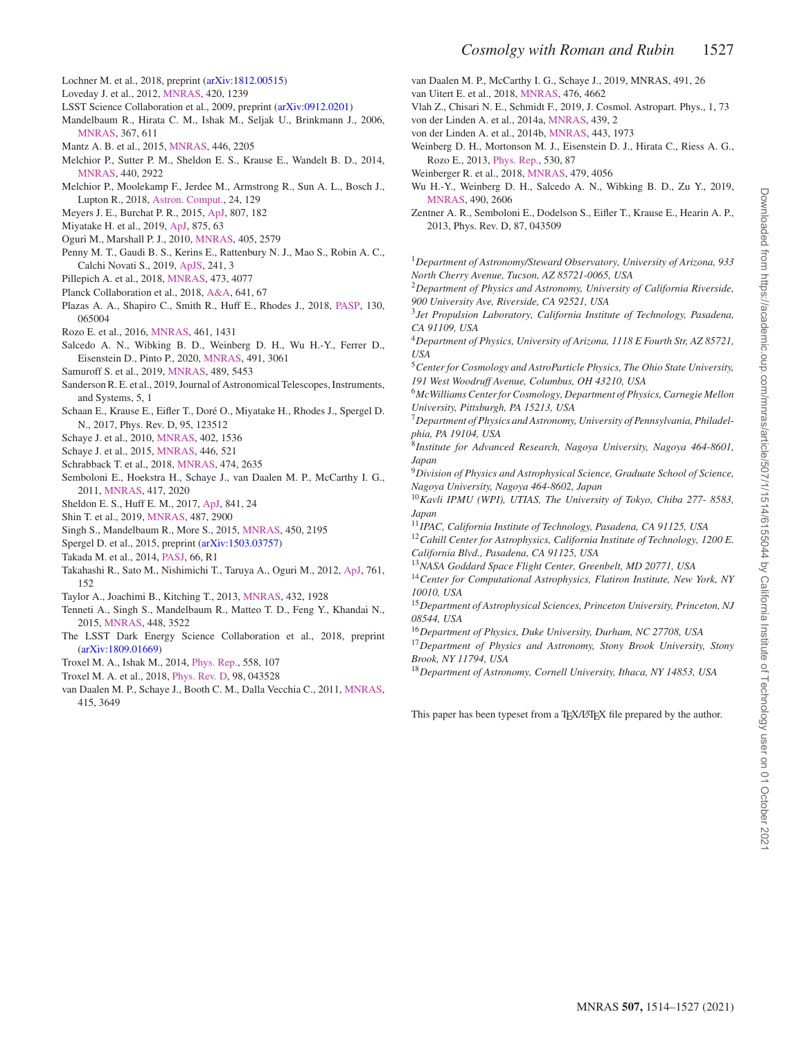Lochner M. et al., 2018, preprint (arXiv:1812.00515)

Loveday J. et al., 2012, MNRAS, 420, 1239

LSST Science Collaboration et al., 2009, preprint (arXiv:0912.0201)

Mandelbaum R., Hirata C. M., Ishak M., Seljak U., Brinkmann J., 2006, MNRAS, 367, 611

Mantz A. B. et al., 2015, MNRAS, 446, 2205

Melchior P., Sutter P. M., Sheldon E. S., Krause E., Wandelt B. D., 2014, MNRAS, 440, 2922

Melchior P., Moolekamp F., Jerdee M., Armstrong R., Sun A. L., Bosch J., Lupton R., 2018, Astron. Comput., 24, 129

Meyers J. E., Burchat P. R., 2015, ApJ, 807, 182

Miyatake H. et al., 2019, ApJ, 875, 63

Oguri M., Marshall P. J., 2010, MNRAS, 405, 2579

Penny M. T., Gaudi B. S., Kerins E., Rattenbury N. J., Mao S., Robin A. C., Calchi Novati S., 2019, ApJS, 241, 3

Pillepich A. et al., 2018, MNRAS, 473, 4077

Planck Collaboration et al., 2018, A&A, 641, 67

Plazas A. A., Shapiro C., Smith R., Huff E., Rhodes J., 2018, PASP, 130, 065004

Rozo E. et al., 2016, MNRAS, 461, 1431

Salcedo A. N., Wibking B. D., Weinberg D. H., Wu H.-Y., Ferrer D., Eisenstein D., Pinto P., 2020, MNRAS, 491, 3061

Samuroff S. et al., 2019, MNRAS, 489, 5453

Sanderson R. E. et al., 2019, Journal of Astronomical Telescopes, Instruments, and Systems, 5, 1

Schaan E., Krause E., Eifler T., Doré O., Miyatake H., Rhodes J., Spergel D. N., 2017, Phys. Rev. D, 95, 123512

Schaye J. et al., 2010, MNRAS, 402, 1536

Schaye J. et al., 2015, MNRAS, 446, 521

Schrabback T. et al., 2018, MNRAS, 474, 2635

Semboloni E., Hoekstra H., Schaye J., van Daalen M. P., McCarthy I. G., 2011, MNRAS, 417, 2020

Sheldon E. S., Huff E. M., 2017, ApJ, 841, 24

Shin T. et al., 2019, MNRAS, 487, 2900

Singh S., Mandelbaum R., More S., 2015, MNRAS, 450, 2195

Spergel D. et al., 2015, preprint (arXiv:1503.03757)

Takada M. et al., 2014, PASJ, 66, R1

Takahashi R., Sato M., Nishimichi T., Taruya A., Oguri M., 2012, ApJ, 761, 152

Taylor A., Joachimi B., Kitching T., 2013, MNRAS, 432, 1928

Tenneti A., Singh S., Mandelbaum R., Matteo T. D., Feng Y., Khandai N., 2015, MNRAS, 448, 3522

The LSST Dark Energy Science Collaboration et al., 2018, preprint (arXiv:1809.01669)

Troxel M. A., Ishak M., 2014, Phys. Rep., 558, 107

Troxel M. A. et al., 2018, Phys. Rev. D, 98, 043528

van Daalen M. P., Schaye J., Booth C. M., Dalla Vecchia C., 2011, MNRAS, 415, 3649

van Daalen M. P., McCarthy I. G., Schaye J., 2019, MNRAS, 491, 26

van Uitert E. et al., 2018, MNRAS, 476, 4662

Vlah Z., Chisari N. E., Schmidt F., 2019, J. Cosmol. Astropart. Phys., 1, 73

von der Linden A. et al., 2014a, MNRAS, 439, 2

von der Linden A. et al., 2014b, MNRAS, 443, 1973

Weinberg D. H., Mortonson M. J., Eisenstein D. J., Hirata C., Riess A. G., Rozo E., 2013, Phys. Rep., 530, 87

Weinberger R. et al., 2018, MNRAS, 479, 4056

Wu H.-Y., Weinberg D. H., Salcedo A. N., Wibking B. D., Zu Y., 2019, MNRAS, 490, 2606

Zentner A. R., Semboloni E., Dodelson S., Eifler T., Krause E., Hearin A. P., 2013, Phys. Rev. D, 87, 043509

[1]*Department of Astronomy/Steward Observatory, University of Arizona, 933 North Cherry Avenue, Tucson, AZ 85721-0065, USA*

[2]*Department of Physics and Astronomy, University of California Riverside, 900 University Ave, Riverside, CA 92521, USA*

[3]*Jet Propulsion Laboratory, California Institute of Technology, Pasadena, CA 91109, USA*

[4]*Department of Physics, University of Arizona, 1118 E Fourth Str, AZ 85721, USA*

[5]*Center for Cosmology and AstroParticle Physics, The Ohio State University, 191 West Woodruff Avenue, Columbus, OH 43210, USA*

[6]*McWilliams Center for Cosmology, Department of Physics, Carnegie Mellon University, Pittsburgh, PA 15213, USA*

[7]*Department of Physics and Astronomy, University of Pennsylvania, Philadelphia, PA 19104, USA*

[8]*Institute for Advanced Research, Nagoya University, Nagoya 464-8601, Japan*

[9]*Division of Physics and Astrophysical Science, Graduate School of Science, Nagoya University, Nagoya 464-8602, Japan*

[10]*Kavli IPMU (WPI), UTIAS, The University of Tokyo, Chiba 277- 8583, Japan*

[11]*IPAC, California Institute of Technology, Pasadena, CA 91125, USA*

[12]*Cahill Center for Astrophysics, California Institute of Technology, 1200 E. California Blvd., Pasadena, CA 91125, USA*

[13]*NASA Goddard Space Flight Center, Greenbelt, MD 20771, USA*

[14]*Center for Computational Astrophysics, Flatiron Institute, New York, NY 10010, USA*

[15]*Department of Astrophysical Sciences, Princeton University, Princeton, NJ 08544, USA*

[16]*Department of Physics, Duke University, Durham, NC 27708, USA*

[17]*Department of Physics and Astronomy, Stony Brook University, Stony Brook, NY 11794, USA*

[18]*Department of Astronomy, Cornell University, Ithaca, NY 14853, USA*

This paper has been typeset from a TEX/LATEX file prepared by the author.